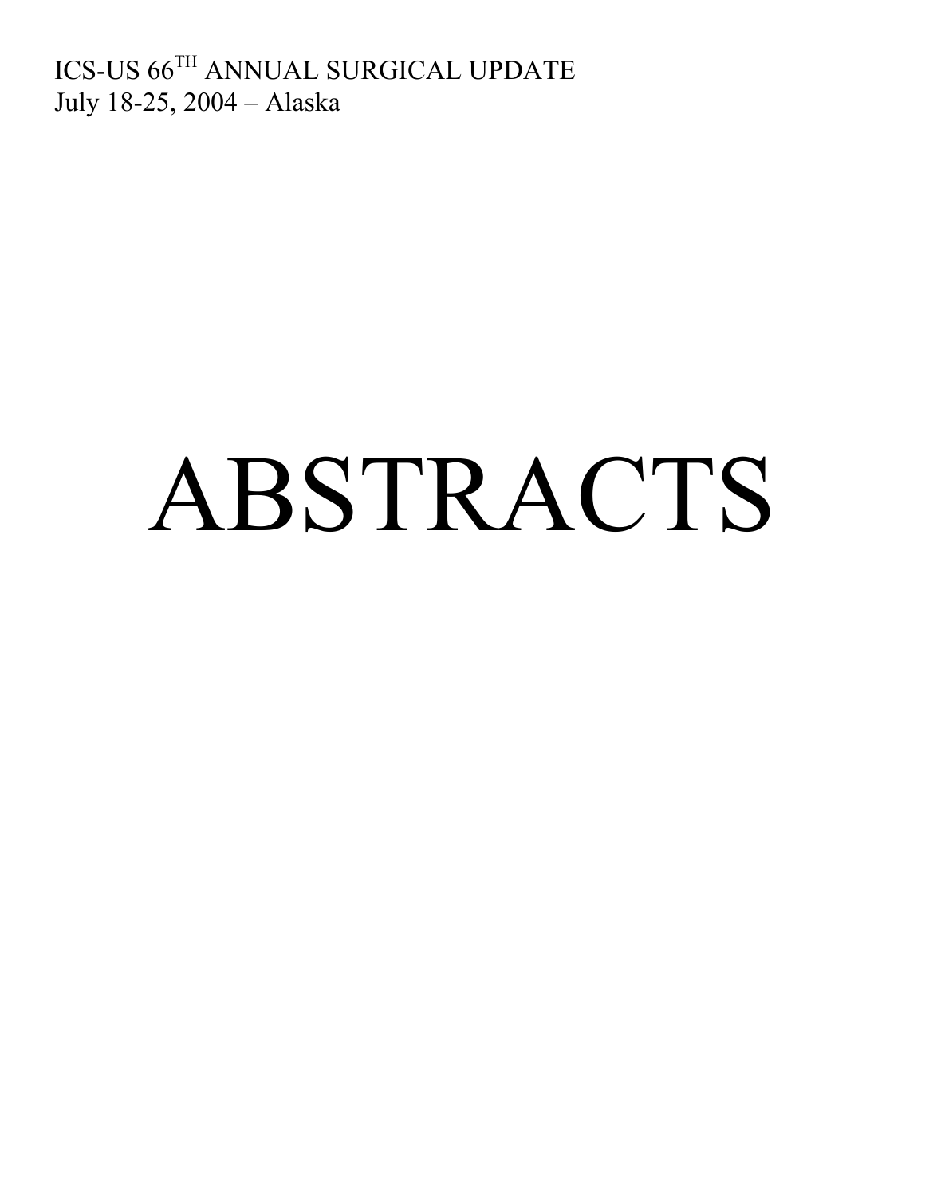ICS-US 66TH ANNUAL SURGICAL UPDATE
July 18-25, 2004 – Alaska

# ABSTRACTS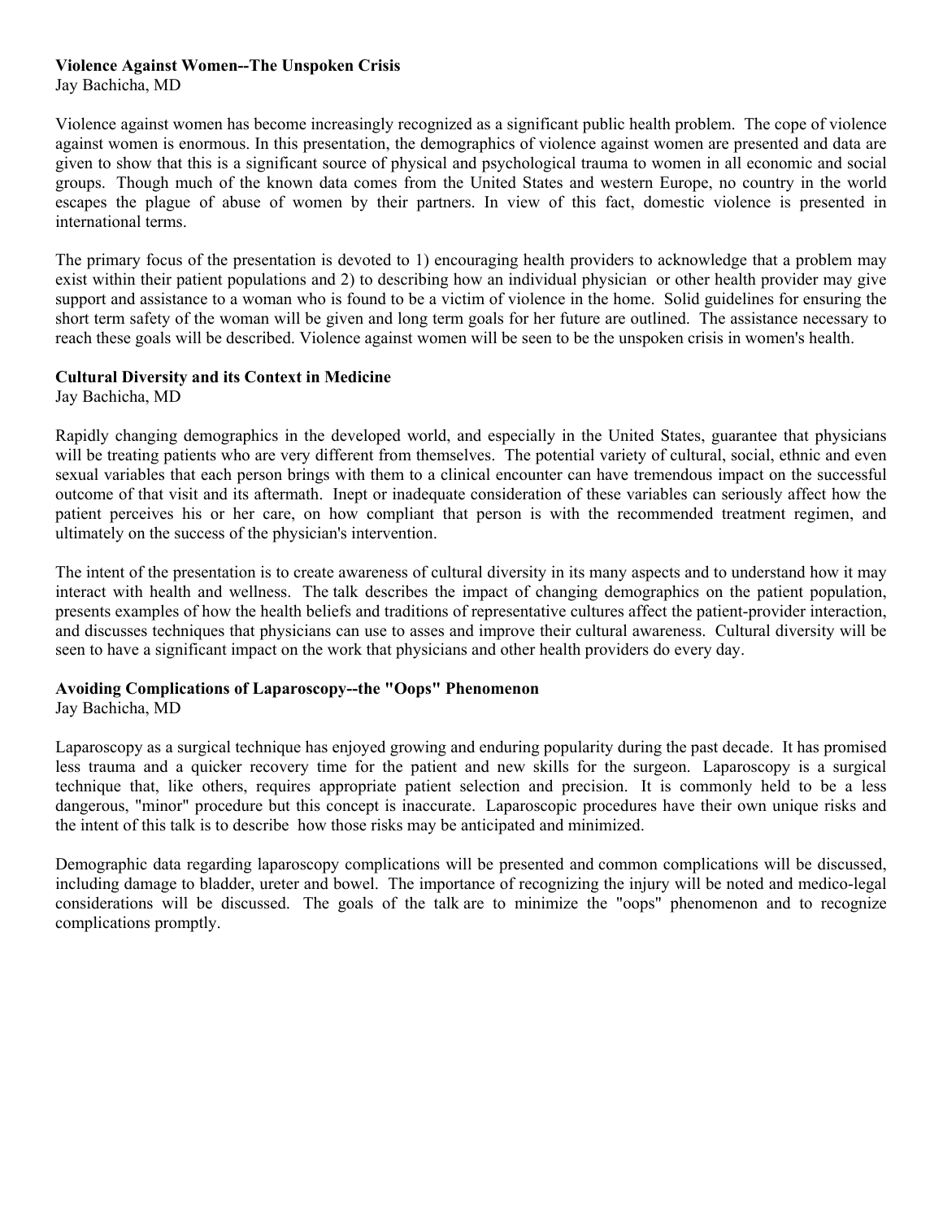**Violence Against Women--The Unspoken Crisis**
Jay Bachicha, MD

Violence against women has become increasingly recognized as a significant public health problem. The cope of violence against women is enormous. In this presentation, the demographics of violence against women are presented and data are given to show that this is a significant source of physical and psychological trauma to women in all economic and social groups. Though much of the known data comes from the United States and western Europe, no country in the world escapes the plague of abuse of women by their partners. In view of this fact, domestic violence is presented in international terms.

The primary focus of the presentation is devoted to 1) encouraging health providers to acknowledge that a problem may exist within their patient populations and 2) to describing how an individual physician or other health provider may give support and assistance to a woman who is found to be a victim of violence in the home. Solid guidelines for ensuring the short term safety of the woman will be given and long term goals for her future are outlined. The assistance necessary to reach these goals will be described. Violence against women will be seen to be the unspoken crisis in women's health.

**Cultural Diversity and its Context in Medicine**
Jay Bachicha, MD

Rapidly changing demographics in the developed world, and especially in the United States, guarantee that physicians will be treating patients who are very different from themselves. The potential variety of cultural, social, ethnic and even sexual variables that each person brings with them to a clinical encounter can have tremendous impact on the successful outcome of that visit and its aftermath. Inept or inadequate consideration of these variables can seriously affect how the patient perceives his or her care, on how compliant that person is with the recommended treatment regimen, and ultimately on the success of the physician's intervention.

The intent of the presentation is to create awareness of cultural diversity in its many aspects and to understand how it may interact with health and wellness. The talk describes the impact of changing demographics on the patient population, presents examples of how the health beliefs and traditions of representative cultures affect the patient-provider interaction, and discusses techniques that physicians can use to asses and improve their cultural awareness. Cultural diversity will be seen to have a significant impact on the work that physicians and other health providers do every day.

**Avoiding Complications of Laparoscopy--the "Oops" Phenomenon**
Jay Bachicha, MD

Laparoscopy as a surgical technique has enjoyed growing and enduring popularity during the past decade. It has promised less trauma and a quicker recovery time for the patient and new skills for the surgeon. Laparoscopy is a surgical technique that, like others, requires appropriate patient selection and precision. It is commonly held to be a less dangerous, "minor" procedure but this concept is inaccurate. Laparoscopic procedures have their own unique risks and the intent of this talk is to describe how those risks may be anticipated and minimized.

Demographic data regarding laparoscopy complications will be presented and common complications will be discussed, including damage to bladder, ureter and bowel. The importance of recognizing the injury will be noted and medico-legal considerations will be discussed. The goals of the talk are to minimize the "oops" phenomenon and to recognize complications promptly.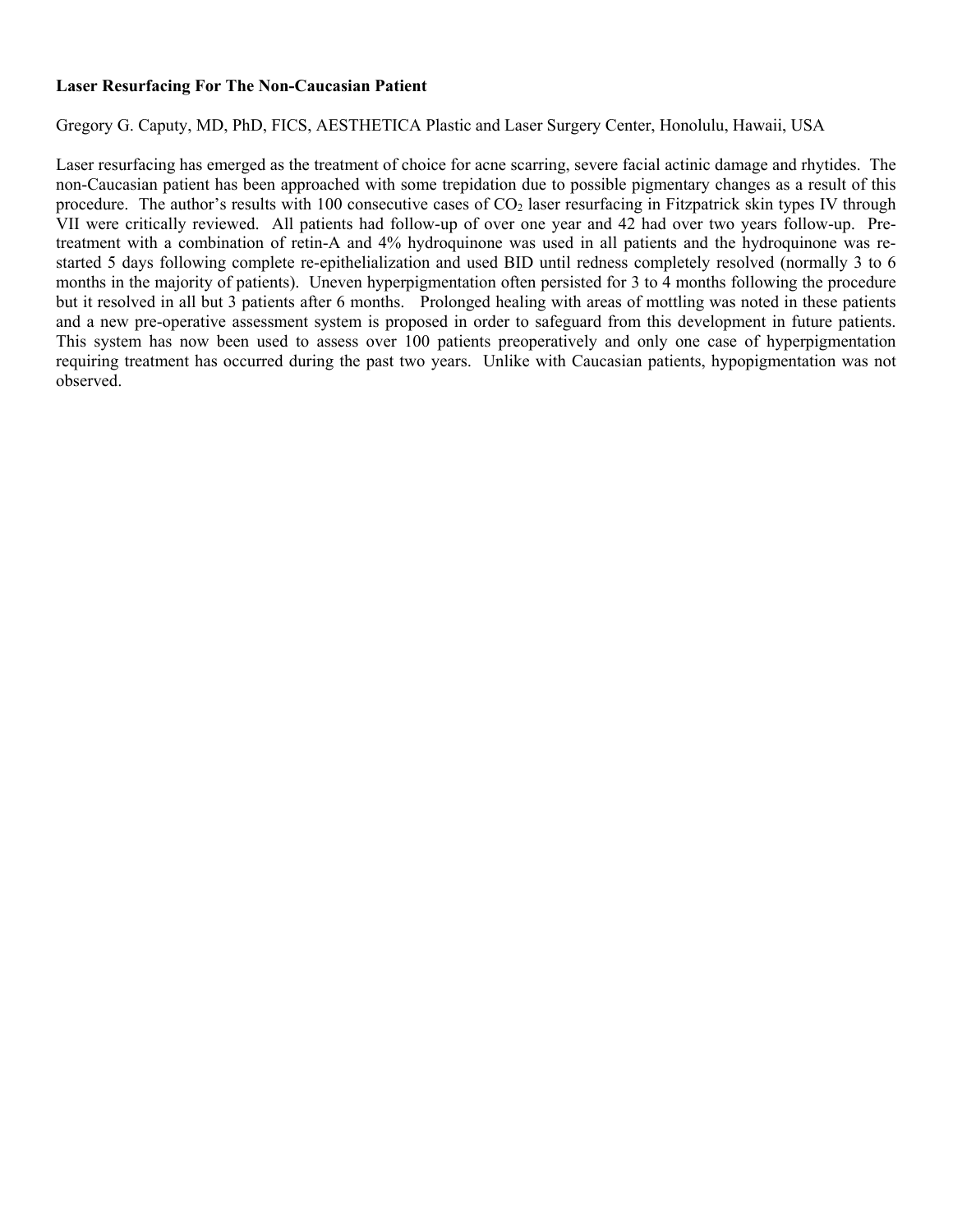**Laser Resurfacing For The Non-Caucasian Patient**

Gregory G. Caputy, MD, PhD, FICS, AESTHETICA Plastic and Laser Surgery Center, Honolulu, Hawaii, USA

Laser resurfacing has emerged as the treatment of choice for acne scarring, severe facial actinic damage and rhytides. The non-Caucasian patient has been approached with some trepidation due to possible pigmentary changes as a result of this procedure. The author's results with 100 consecutive cases of $CO_2$ laser resurfacing in Fitzpatrick skin types IV through VII were critically reviewed. All patients had follow-up of over one year and 42 had over two years follow-up. Pre-treatment with a combination of retin-A and 4% hydroquinone was used in all patients and the hydroquinone was re-started 5 days following complete re-epithelialization and used BID until redness completely resolved (normally 3 to 6 months in the majority of patients). Uneven hyperpigmentation often persisted for 3 to 4 months following the procedure but it resolved in all but 3 patients after 6 months. Prolonged healing with areas of mottling was noted in these patients and a new pre-operative assessment system is proposed in order to safeguard from this development in future patients. This system has now been used to assess over 100 patients preoperatively and only one case of hyperpigmentation requiring treatment has occurred during the past two years. Unlike with Caucasian patients, hypopigmentation was not observed.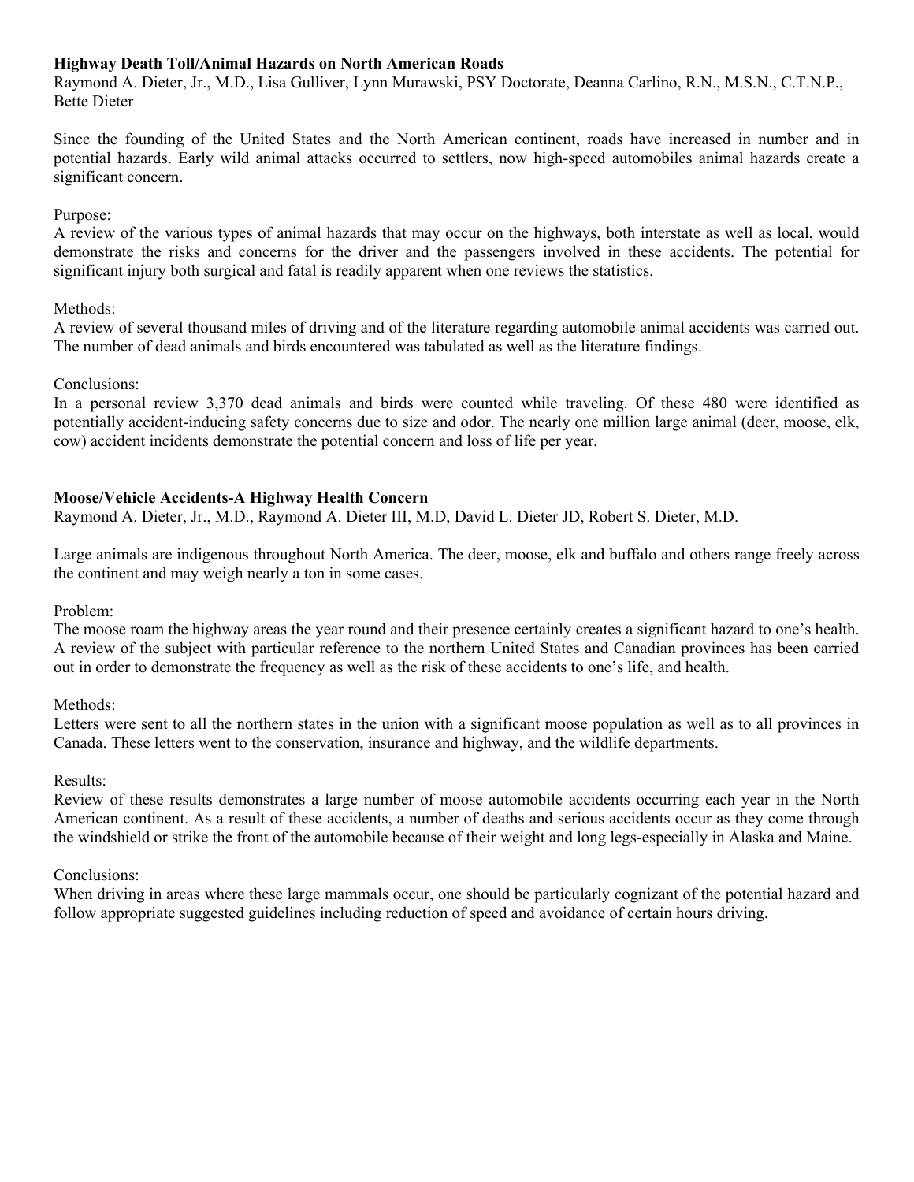**Highway Death Toll/Animal Hazards on North American Roads**
Raymond A. Dieter, Jr., M.D., Lisa Gulliver, Lynn Murawski, PSY Doctorate, Deanna Carlino, R.N., M.S.N., C.T.N.P., Bette Dieter

Since the founding of the United States and the North American continent, roads have increased in number and in potential hazards. Early wild animal attacks occurred to settlers, now high-speed automobiles animal hazards create a significant concern.

Purpose:
A review of the various types of animal hazards that may occur on the highways, both interstate as well as local, would demonstrate the risks and concerns for the driver and the passengers involved in these accidents. The potential for significant injury both surgical and fatal is readily apparent when one reviews the statistics.

Methods:
A review of several thousand miles of driving and of the literature regarding automobile animal accidents was carried out. The number of dead animals and birds encountered was tabulated as well as the literature findings.

Conclusions:
In a personal review 3,370 dead animals and birds were counted while traveling. Of these 480 were identified as potentially accident-inducing safety concerns due to size and odor. The nearly one million large animal (deer, moose, elk, cow) accident incidents demonstrate the potential concern and loss of life per year.

**Moose/Vehicle Accidents-A Highway Health Concern**
Raymond A. Dieter, Jr., M.D., Raymond A. Dieter III, M.D, David L. Dieter JD, Robert S. Dieter, M.D.

Large animals are indigenous throughout North America. The deer, moose, elk and buffalo and others range freely across the continent and may weigh nearly a ton in some cases.

Problem:
The moose roam the highway areas the year round and their presence certainly creates a significant hazard to one's health. A review of the subject with particular reference to the northern United States and Canadian provinces has been carried out in order to demonstrate the frequency as well as the risk of these accidents to one's life, and health.

Methods:
Letters were sent to all the northern states in the union with a significant moose population as well as to all provinces in Canada. These letters went to the conservation, insurance and highway, and the wildlife departments.

Results:
Review of these results demonstrates a large number of moose automobile accidents occurring each year in the North American continent. As a result of these accidents, a number of deaths and serious accidents occur as they come through the windshield or strike the front of the automobile because of their weight and long legs-especially in Alaska and Maine.

Conclusions:
When driving in areas where these large mammals occur, one should be particularly cognizant of the potential hazard and follow appropriate suggested guidelines including reduction of speed and avoidance of certain hours driving.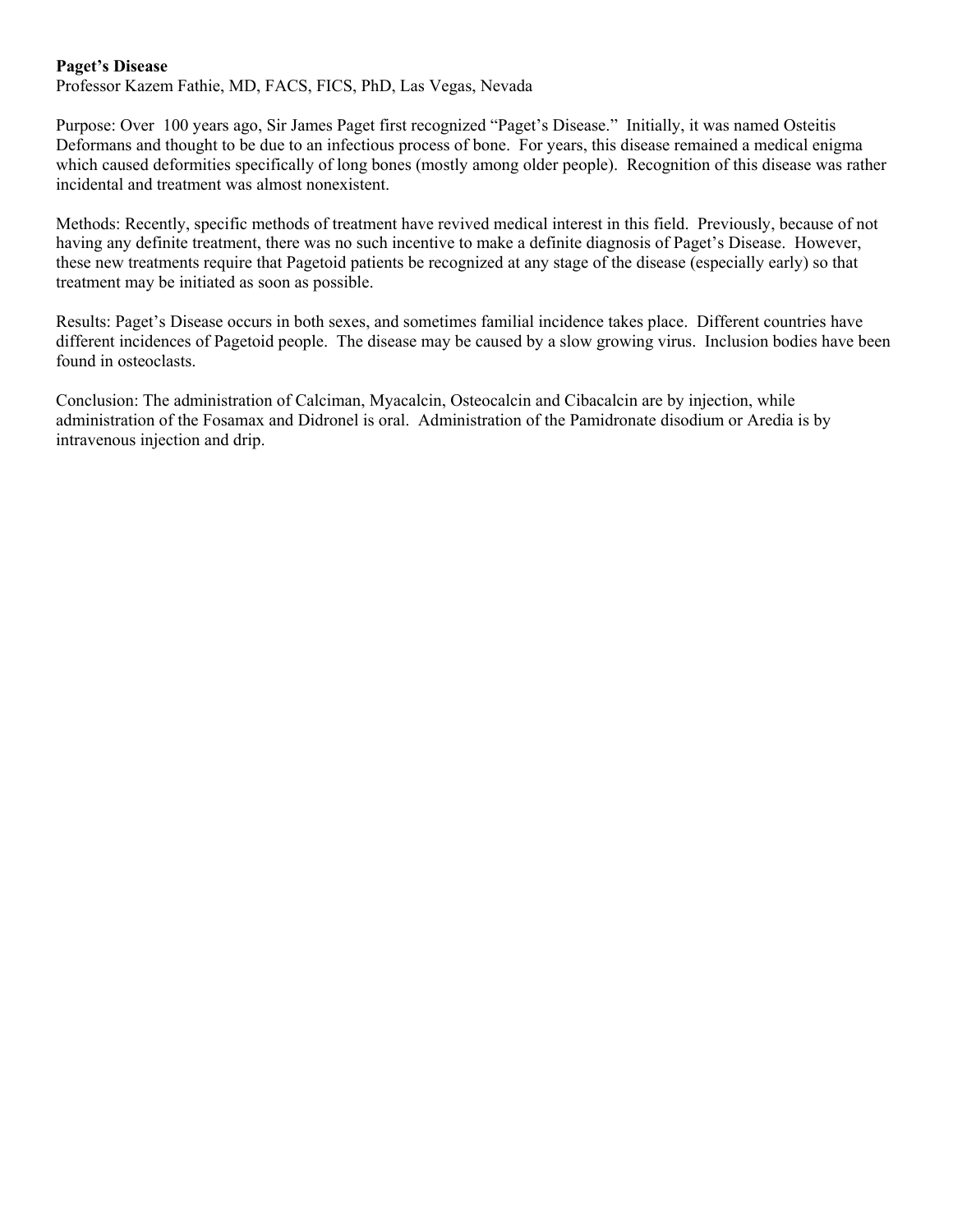**Paget's Disease**

Professor Kazem Fathie, MD, FACS, FICS, PhD, Las Vegas, Nevada

Purpose: Over 100 years ago, Sir James Paget first recognized "Paget's Disease." Initially, it was named Osteitis Deformans and thought to be due to an infectious process of bone. For years, this disease remained a medical enigma which caused deformities specifically of long bones (mostly among older people). Recognition of this disease was rather incidental and treatment was almost nonexistent.

Methods: Recently, specific methods of treatment have revived medical interest in this field. Previously, because of not having any definite treatment, there was no such incentive to make a definite diagnosis of Paget's Disease. However, these new treatments require that Pagetoid patients be recognized at any stage of the disease (especially early) so that treatment may be initiated as soon as possible.

Results: Paget's Disease occurs in both sexes, and sometimes familial incidence takes place. Different countries have different incidences of Pagetoid people. The disease may be caused by a slow growing virus. Inclusion bodies have been found in osteoclasts.

Conclusion: The administration of Calciman, Myacalcin, Osteocalcin and Cibacalcin are by injection, while administration of the Fosamax and Didronel is oral. Administration of the Pamidronate disodium or Aredia is by intravenous injection and drip.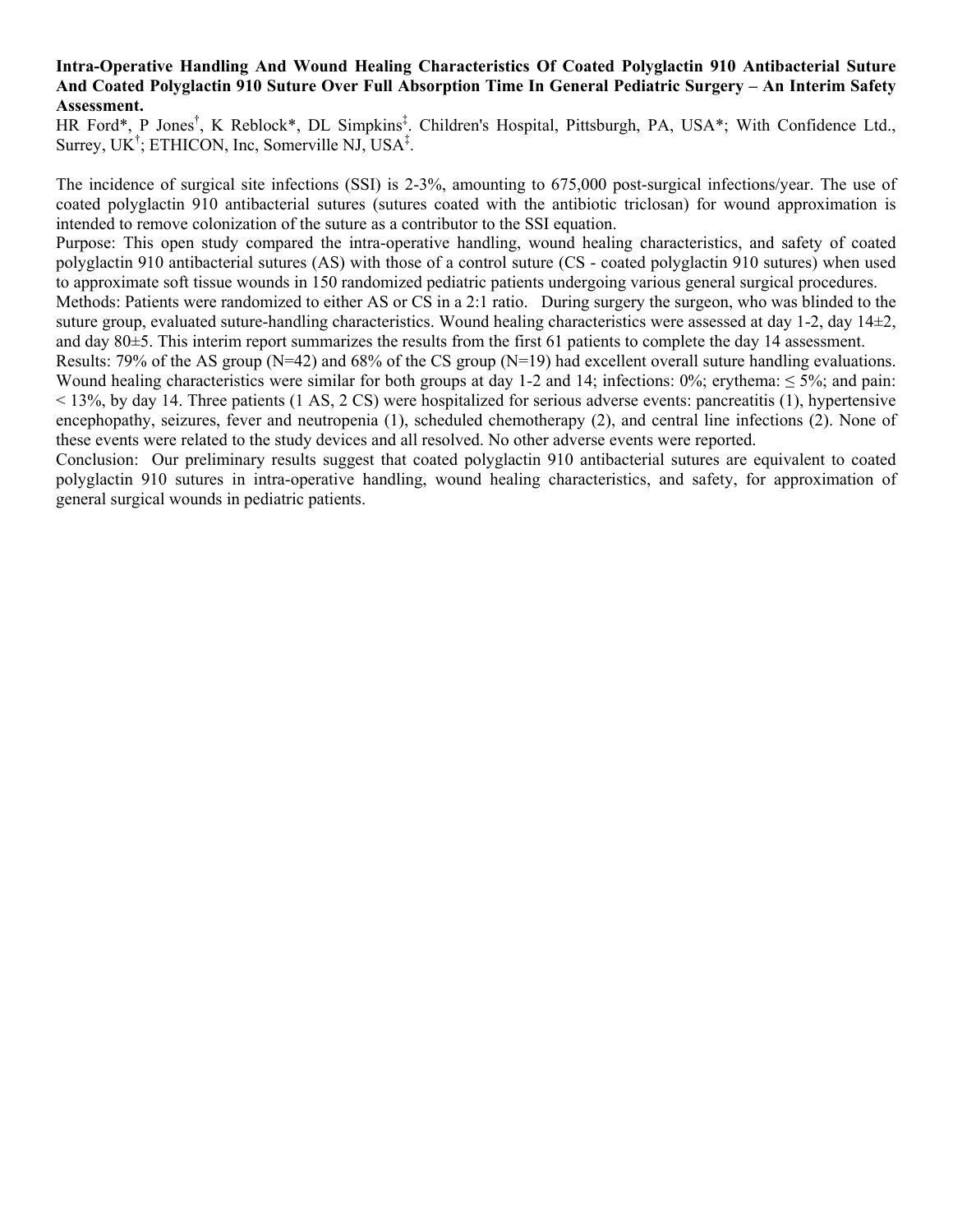**Intra-Operative Handling And Wound Healing Characteristics Of Coated Polyglactin 910 Antibacterial Suture And Coated Polyglactin 910 Suture Over Full Absorption Time In General Pediatric Surgery – An Interim Safety Assessment.**

HR Ford*, P Jones[†], K Reblock*, DL Simpkins[‡]. Children's Hospital, Pittsburgh, PA, USA*; With Confidence Ltd., Surrey, UK[†]; ETHICON, Inc, Somerville NJ, USA[‡].

The incidence of surgical site infections (SSI) is 2-3%, amounting to 675,000 post-surgical infections/year. The use of coated polyglactin 910 antibacterial sutures (sutures coated with the antibiotic triclosan) for wound approximation is intended to remove colonization of the suture as a contributor to the SSI equation.

Purpose: This open study compared the intra-operative handling, wound healing characteristics, and safety of coated polyglactin 910 antibacterial sutures (AS) with those of a control suture (CS - coated polyglactin 910 sutures) when used to approximate soft tissue wounds in 150 randomized pediatric patients undergoing various general surgical procedures.

Methods: Patients were randomized to either AS or CS in a 2:1 ratio. During surgery the surgeon, who was blinded to the suture group, evaluated suture-handling characteristics. Wound healing characteristics were assessed at day 1-2, day 14±2, and day 80±5. This interim report summarizes the results from the first 61 patients to complete the day 14 assessment.

Results: 79% of the AS group (N=42) and 68% of the CS group (N=19) had excellent overall suture handling evaluations. Wound healing characteristics were similar for both groups at day 1-2 and 14; infections: 0%; erythema: ≤ 5%; and pain: < 13%, by day 14. Three patients (1 AS, 2 CS) were hospitalized for serious adverse events: pancreatitis (1), hypertensive encephopathy, seizures, fever and neutropenia (1), scheduled chemotherapy (2), and central line infections (2). None of these events were related to the study devices and all resolved. No other adverse events were reported.

Conclusion: Our preliminary results suggest that coated polyglactin 910 antibacterial sutures are equivalent to coated polyglactin 910 sutures in intra-operative handling, wound healing characteristics, and safety, for approximation of general surgical wounds in pediatric patients.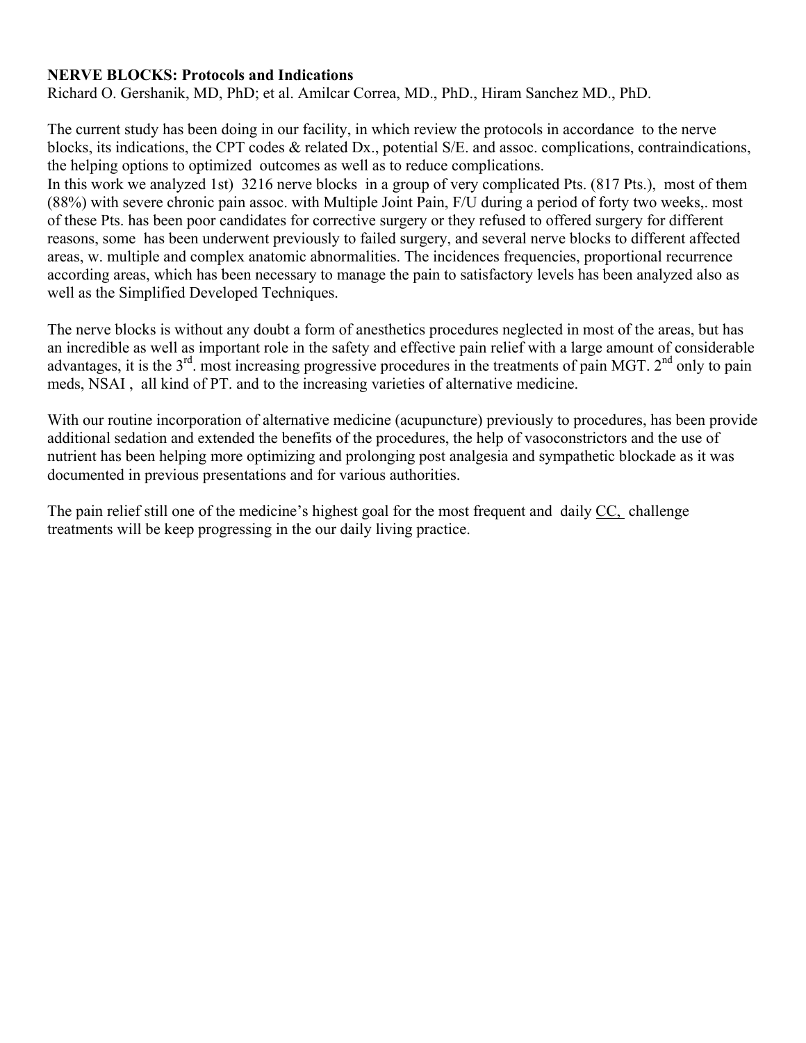**NERVE BLOCKS: Protocols and Indications**
Richard O. Gershanik, MD, PhD; et al. Amilcar Correa, MD., PhD., Hiram Sanchez MD., PhD.

The current study has been doing in our facility, in which review the protocols in accordance to the nerve blocks, its indications, the CPT codes & related Dx., potential S/E. and assoc. complications, contraindications, the helping options to optimized outcomes as well as to reduce complications.
In this work we analyzed 1st) 3216 nerve blocks in a group of very complicated Pts. (817 Pts.), most of them (88%) with severe chronic pain assoc. with Multiple Joint Pain, F/U during a period of forty two weeks,. most of these Pts. has been poor candidates for corrective surgery or they refused to offered surgery for different reasons, some has been underwent previously to failed surgery, and several nerve blocks to different affected areas, w. multiple and complex anatomic abnormalities. The incidences frequencies, proportional recurrence according areas, which has been necessary to manage the pain to satisfactory levels has been analyzed also as well as the Simplified Developed Techniques.

The nerve blocks is without any doubt a form of anesthetics procedures neglected in most of the areas, but has an incredible as well as important role in the safety and effective pain relief with a large amount of considerable advantages, it is the 3rd. most increasing progressive procedures in the treatments of pain MGT. 2nd only to pain meds, NSAI , all kind of PT. and to the increasing varieties of alternative medicine.

With our routine incorporation of alternative medicine (acupuncture) previously to procedures, has been provide additional sedation and extended the benefits of the procedures, the help of vasoconstrictors and the use of nutrient has been helping more optimizing and prolonging post analgesia and sympathetic blockade as it was documented in previous presentations and for various authorities.

The pain relief still one of the medicine's highest goal for the most frequent and daily CC, challenge treatments will be keep progressing in the our daily living practice.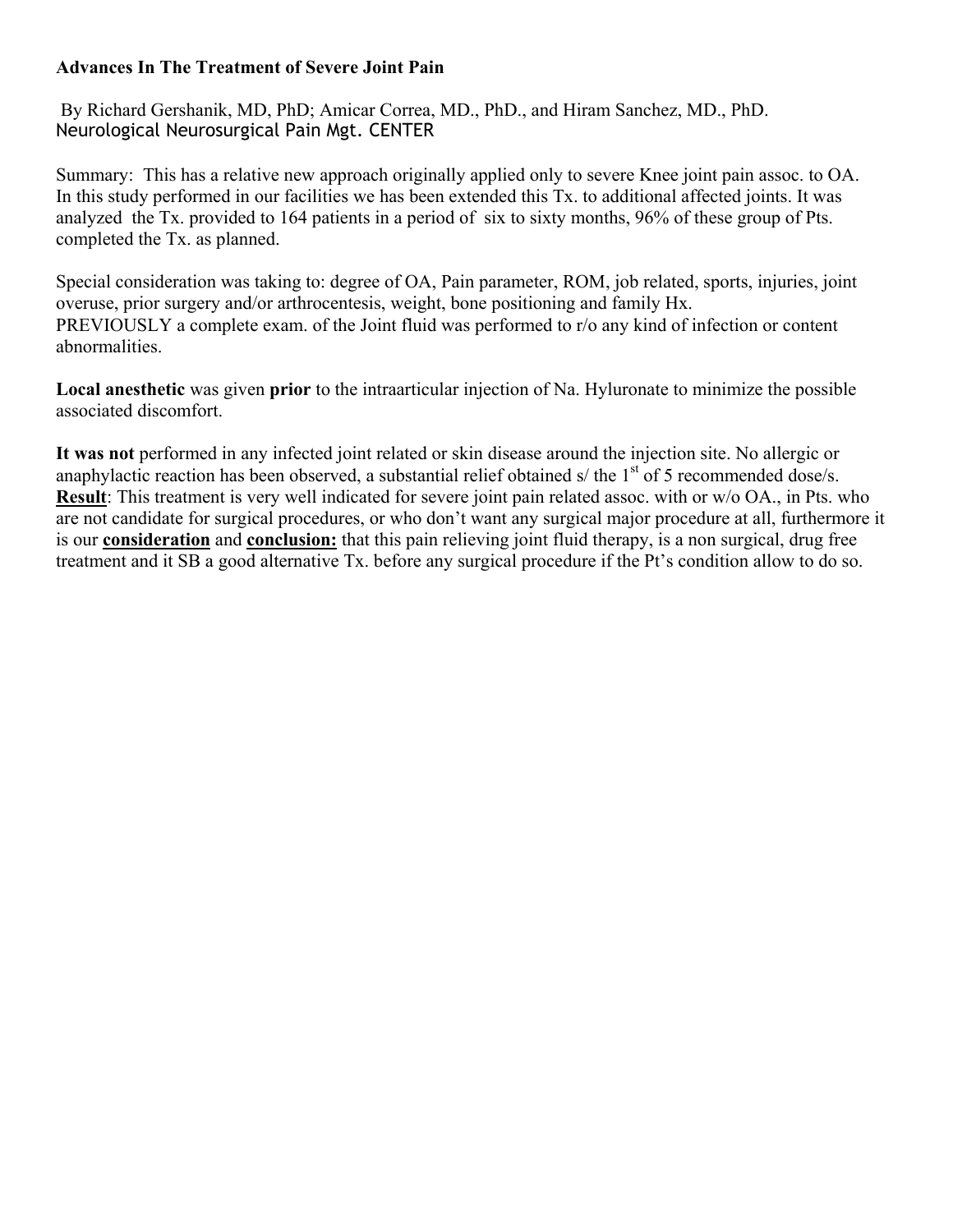**Advances In The Treatment of Severe Joint Pain**

By Richard Gershanik, MD, PhD; Amicar Correa, MD., PhD., and Hiram Sanchez, MD., PhD.
Neurological Neurosurgical Pain Mgt. CENTER

Summary: This has a relative new approach originally applied only to severe Knee joint pain assoc. to OA. In this study performed in our facilities we has been extended this Tx. to additional affected joints. It was analyzed the Tx. provided to 164 patients in a period of six to sixty months, 96% of these group of Pts. completed the Tx. as planned.

Special consideration was taking to: degree of OA, Pain parameter, ROM, job related, sports, injuries, joint overuse, prior surgery and/or arthrocentesis, weight, bone positioning and family Hx.
PREVIOUSLY a complete exam. of the Joint fluid was performed to r/o any kind of infection or content abnormalities.

**Local anesthetic** was given **prior** to the intraarticular injection of Na. Hyluronate to minimize the possible associated discomfort.

**It was not** performed in any infected joint related or skin disease around the injection site. No allergic or anaphylactic reaction has been observed, a substantial relief obtained s/ the 1st of 5 recommended dose/s.
**Result**: This treatment is very well indicated for severe joint pain related assoc. with or w/o OA., in Pts. who are not candidate for surgical procedures, or who don't want any surgical major procedure at all, furthermore it is our **consideration** and **conclusion:** that this pain relieving joint fluid therapy, is a non surgical, drug free treatment and it SB a good alternative Tx. before any surgical procedure if the Pt's condition allow to do so.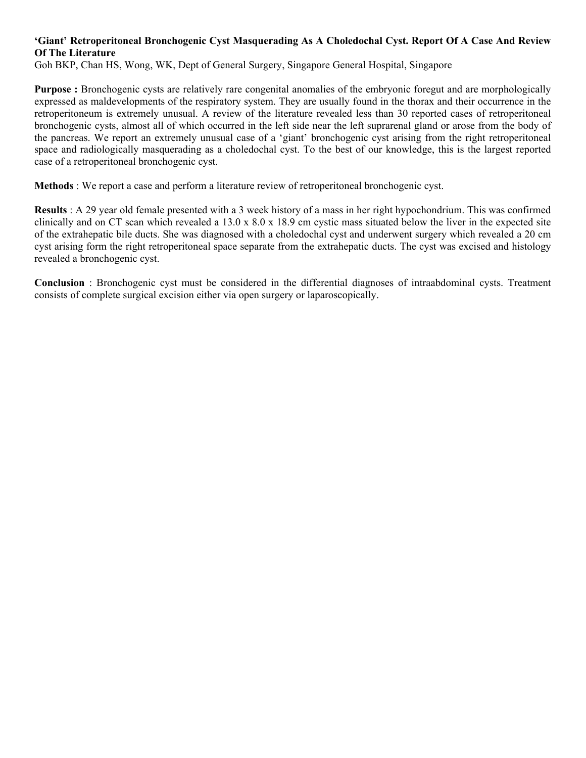**‘Giant’ Retroperitoneal Bronchogenic Cyst Masquerading As A Choledochal Cyst. Report Of A Case And Review Of The Literature**

Goh BKP, Chan HS, Wong, WK, Dept of General Surgery, Singapore General Hospital, Singapore

**Purpose :** Bronchogenic cysts are relatively rare congenital anomalies of the embryonic foregut and are morphologically expressed as maldevelopments of the respiratory system. They are usually found in the thorax and their occurrence in the retroperitoneum is extremely unusual. A review of the literature revealed less than 30 reported cases of retroperitoneal bronchogenic cysts, almost all of which occurred in the left side near the left suprarenal gland or arose from the body of the pancreas. We report an extremely unusual case of a ‘giant’ bronchogenic cyst arising from the right retroperitoneal space and radiologically masquerading as a choledochal cyst. To the best of our knowledge, this is the largest reported case of a retroperitoneal bronchogenic cyst.

**Methods** : We report a case and perform a literature review of retroperitoneal bronchogenic cyst.

**Results** : A 29 year old female presented with a 3 week history of a mass in her right hypochondrium. This was confirmed clinically and on CT scan which revealed a 13.0 x 8.0 x 18.9 cm cystic mass situated below the liver in the expected site of the extrahepatic bile ducts. She was diagnosed with a choledochal cyst and underwent surgery which revealed a 20 cm cyst arising form the right retroperitoneal space separate from the extrahepatic ducts. The cyst was excised and histology revealed a bronchogenic cyst.

**Conclusion** : Bronchogenic cyst must be considered in the differential diagnoses of intraabdominal cysts. Treatment consists of complete surgical excision either via open surgery or laparoscopically.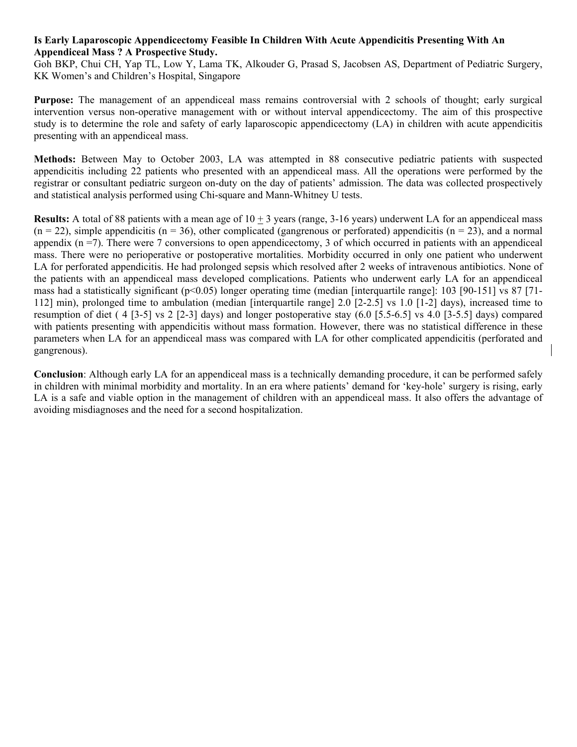**Is Early Laparoscopic Appendicectomy Feasible In Children With Acute Appendicitis Presenting With An Appendiceal Mass ? A Prospective Study.**

Goh BKP, Chui CH, Yap TL, Low Y, Lama TK, Alkouder G, Prasad S, Jacobsen AS, Department of Pediatric Surgery, KK Women's and Children's Hospital, Singapore

**Purpose:** The management of an appendiceal mass remains controversial with 2 schools of thought; early surgical intervention versus non-operative management with or without interval appendicectomy. The aim of this prospective study is to determine the role and safety of early laparoscopic appendicectomy (LA) in children with acute appendicitis presenting with an appendiceal mass.

**Methods:** Between May to October 2003, LA was attempted in 88 consecutive pediatric patients with suspected appendicitis including 22 patients who presented with an appendiceal mass. All the operations were performed by the registrar or consultant pediatric surgeon on-duty on the day of patients' admission. The data was collected prospectively and statistical analysis performed using Chi-square and Mann-Whitney U tests.

**Results:** A total of 88 patients with a mean age of $10 \pm 3$ years (range, 3-16 years) underwent LA for an appendiceal mass (n = 22), simple appendicitis (n = 36), other complicated (gangrenous or perforated) appendicitis (n = 23), and a normal appendix (n =7). There were 7 conversions to open appendicectomy, 3 of which occurred in patients with an appendiceal mass. There were no perioperative or postoperative mortalities. Morbidity occurred in only one patient who underwent LA for perforated appendicitis. He had prolonged sepsis which resolved after 2 weeks of intravenous antibiotics. None of the patients with an appendiceal mass developed complications. Patients who underwent early LA for an appendiceal mass had a statistically significant ($p<0.05$) longer operating time (median [interquartile range]: 103 [90-151] vs 87 [71-112] min), prolonged time to ambulation (median [interquartile range] 2.0 [2-2.5] vs 1.0 [1-2] days), increased time to resumption of diet ( 4 [3-5] vs 2 [2-3] days) and longer postoperative stay (6.0 [5.5-6.5] vs 4.0 [3-5.5] days) compared with patients presenting with appendicitis without mass formation. However, there was no statistical difference in these parameters when LA for an appendiceal mass was compared with LA for other complicated appendicitis (perforated and gangrenous).

**Conclusion**: Although early LA for an appendiceal mass is a technically demanding procedure, it can be performed safely in children with minimal morbidity and mortality. In an era where patients' demand for 'key-hole' surgery is rising, early LA is a safe and viable option in the management of children with an appendiceal mass. It also offers the advantage of avoiding misdiagnoses and the need for a second hospitalization.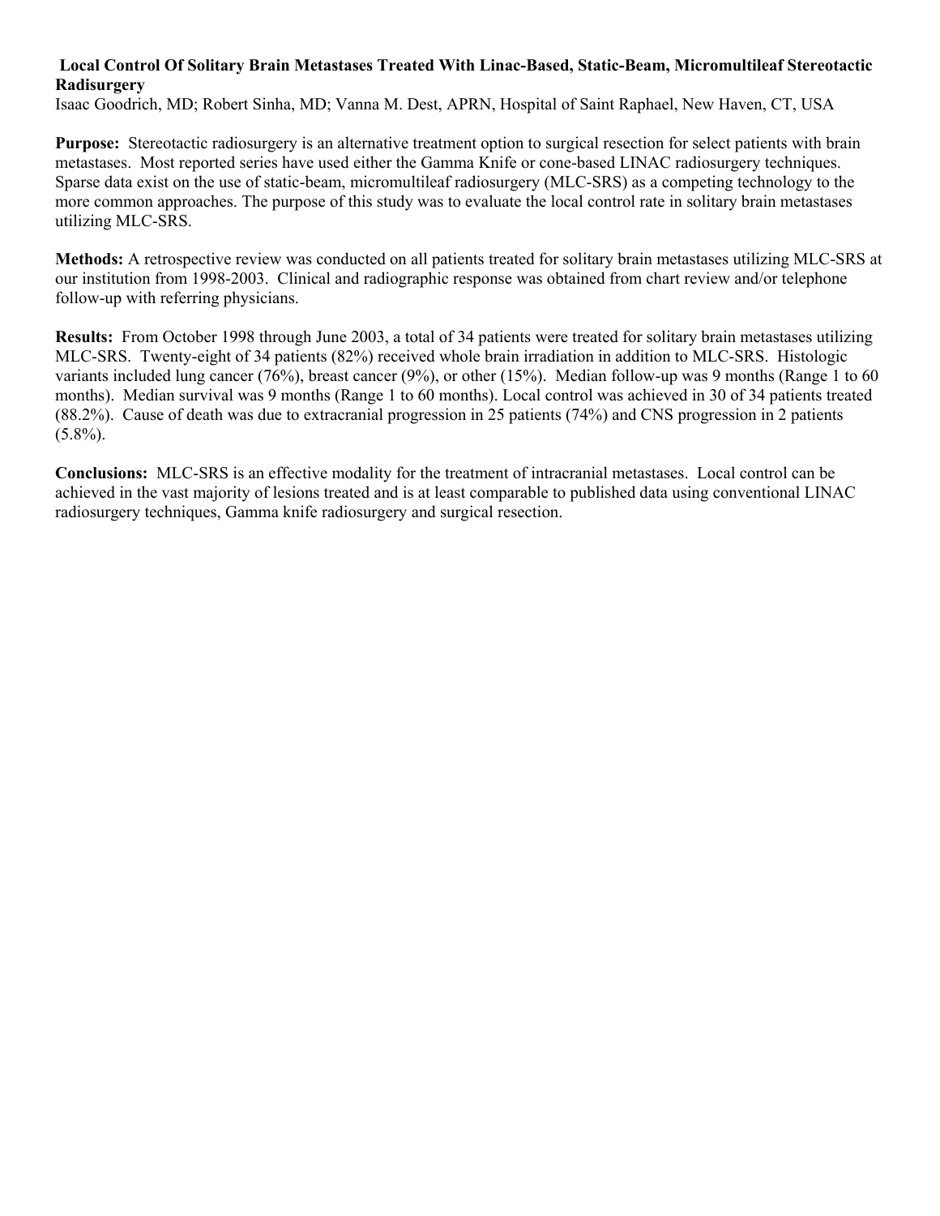### Local Control Of Solitary Brain Metastases Treated With Linac-Based, Static-Beam, Micromultileaf Stereotactic Radisurgery

Isaac Goodrich, MD; Robert Sinha, MD; Vanna M. Dest, APRN, Hospital of Saint Raphael, New Haven, CT, USA

**Purpose:** Stereotactic radiosurgery is an alternative treatment option to surgical resection for select patients with brain metastases. Most reported series have used either the Gamma Knife or cone-based LINAC radiosurgery techniques. Sparse data exist on the use of static-beam, micromultileaf radiosurgery (MLC-SRS) as a competing technology to the more common approaches. The purpose of this study was to evaluate the local control rate in solitary brain metastases utilizing MLC-SRS.

**Methods:** A retrospective review was conducted on all patients treated for solitary brain metastases utilizing MLC-SRS at our institution from 1998-2003. Clinical and radiographic response was obtained from chart review and/or telephone follow-up with referring physicians.

**Results:** From October 1998 through June 2003, a total of 34 patients were treated for solitary brain metastases utilizing MLC-SRS. Twenty-eight of 34 patients (82%) received whole brain irradiation in addition to MLC-SRS. Histologic variants included lung cancer (76%), breast cancer (9%), or other (15%). Median follow-up was 9 months (Range 1 to 60 months). Median survival was 9 months (Range 1 to 60 months). Local control was achieved in 30 of 34 patients treated (88.2%). Cause of death was due to extracranial progression in 25 patients (74%) and CNS progression in 2 patients (5.8%).

**Conclusions:** MLC-SRS is an effective modality for the treatment of intracranial metastases. Local control can be achieved in the vast majority of lesions treated and is at least comparable to published data using conventional LINAC radiosurgery techniques, Gamma knife radiosurgery and surgical resection.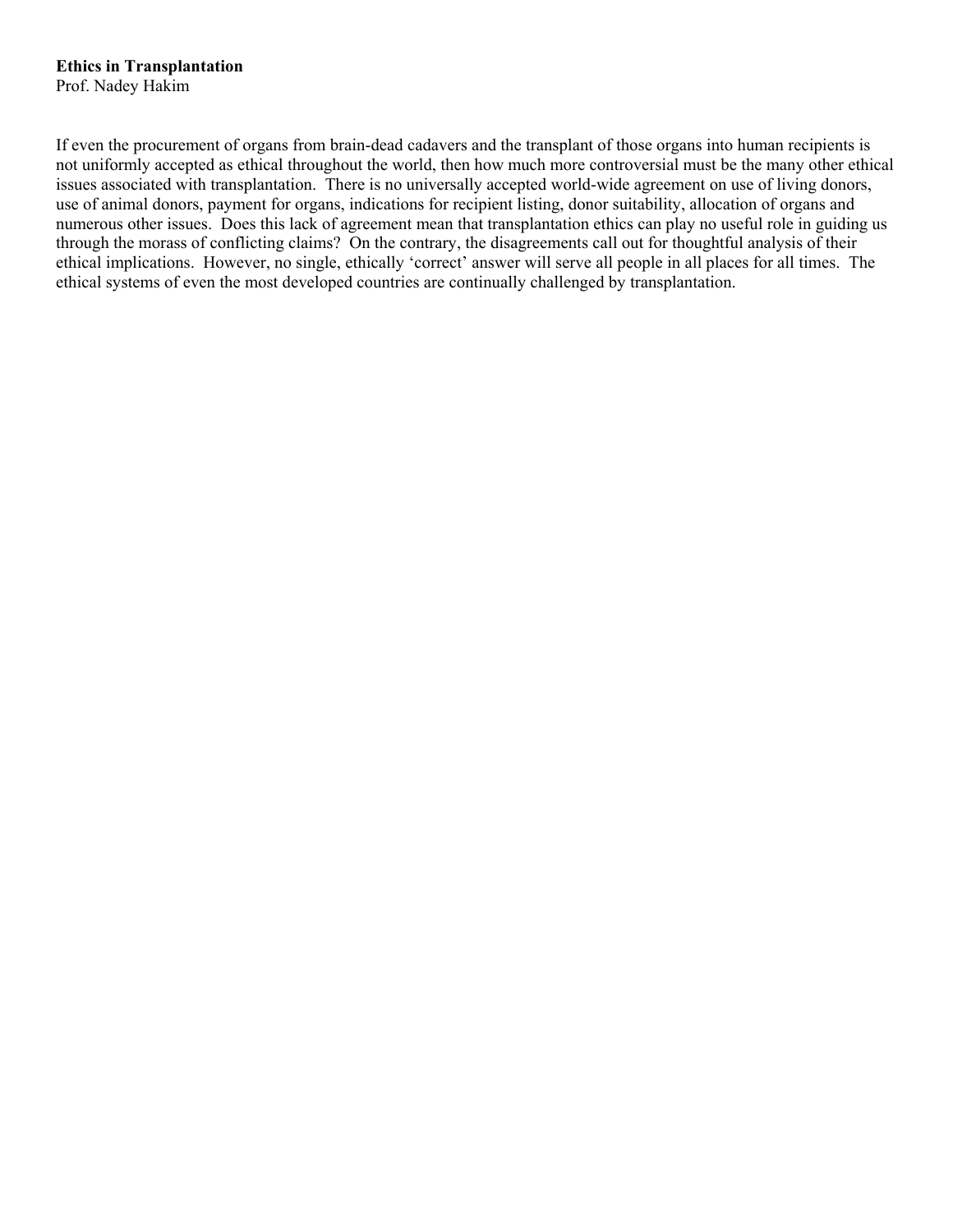**Ethics in Transplantation**
Prof. Nadey Hakim

If even the procurement of organs from brain-dead cadavers and the transplant of those organs into human recipients is not uniformly accepted as ethical throughout the world, then how much more controversial must be the many other ethical issues associated with transplantation. There is no universally accepted world-wide agreement on use of living donors, use of animal donors, payment for organs, indications for recipient listing, donor suitability, allocation of organs and numerous other issues. Does this lack of agreement mean that transplantation ethics can play no useful role in guiding us through the morass of conflicting claims? On the contrary, the disagreements call out for thoughtful analysis of their ethical implications. However, no single, ethically 'correct' answer will serve all people in all places for all times. The ethical systems of even the most developed countries are continually challenged by transplantation.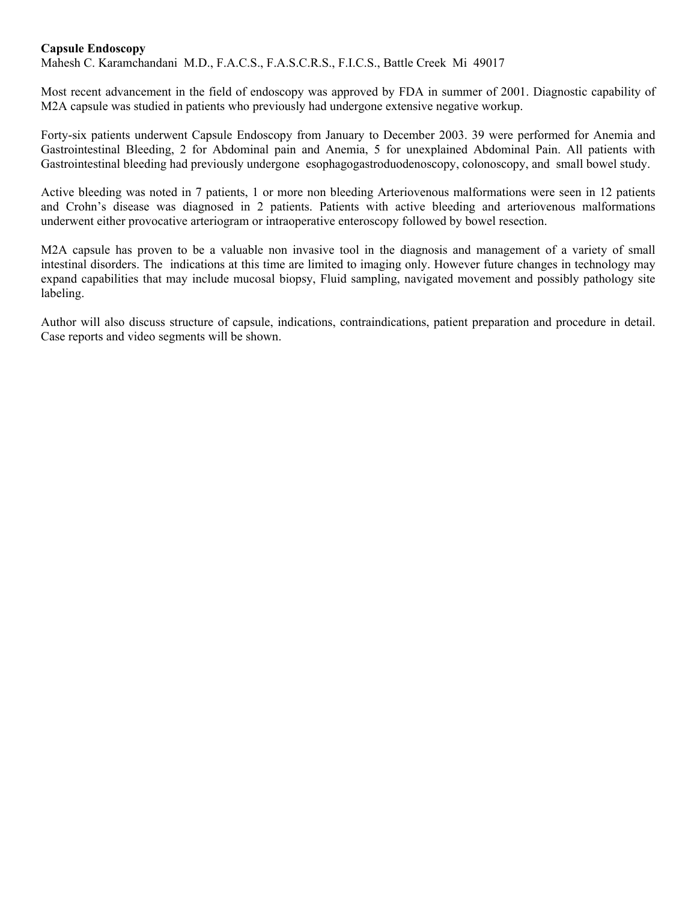**Capsule Endoscopy**

Mahesh C. Karamchandani M.D., F.A.C.S., F.A.S.C.R.S., F.I.C.S., Battle Creek Mi 49017

Most recent advancement in the field of endoscopy was approved by FDA in summer of 2001. Diagnostic capability of M2A capsule was studied in patients who previously had undergone extensive negative workup.

Forty-six patients underwent Capsule Endoscopy from January to December 2003. 39 were performed for Anemia and Gastrointestinal Bleeding, 2 for Abdominal pain and Anemia, 5 for unexplained Abdominal Pain. All patients with Gastrointestinal bleeding had previously undergone esophagogastroduodenoscopy, colonoscopy, and small bowel study.

Active bleeding was noted in 7 patients, 1 or more non bleeding Arteriovenous malformations were seen in 12 patients and Crohn's disease was diagnosed in 2 patients. Patients with active bleeding and arteriovenous malformations underwent either provocative arteriogram or intraoperative enteroscopy followed by bowel resection.

M2A capsule has proven to be a valuable non invasive tool in the diagnosis and management of a variety of small intestinal disorders. The indications at this time are limited to imaging only. However future changes in technology may expand capabilities that may include mucosal biopsy, Fluid sampling, navigated movement and possibly pathology site labeling.

Author will also discuss structure of capsule, indications, contraindications, patient preparation and procedure in detail. Case reports and video segments will be shown.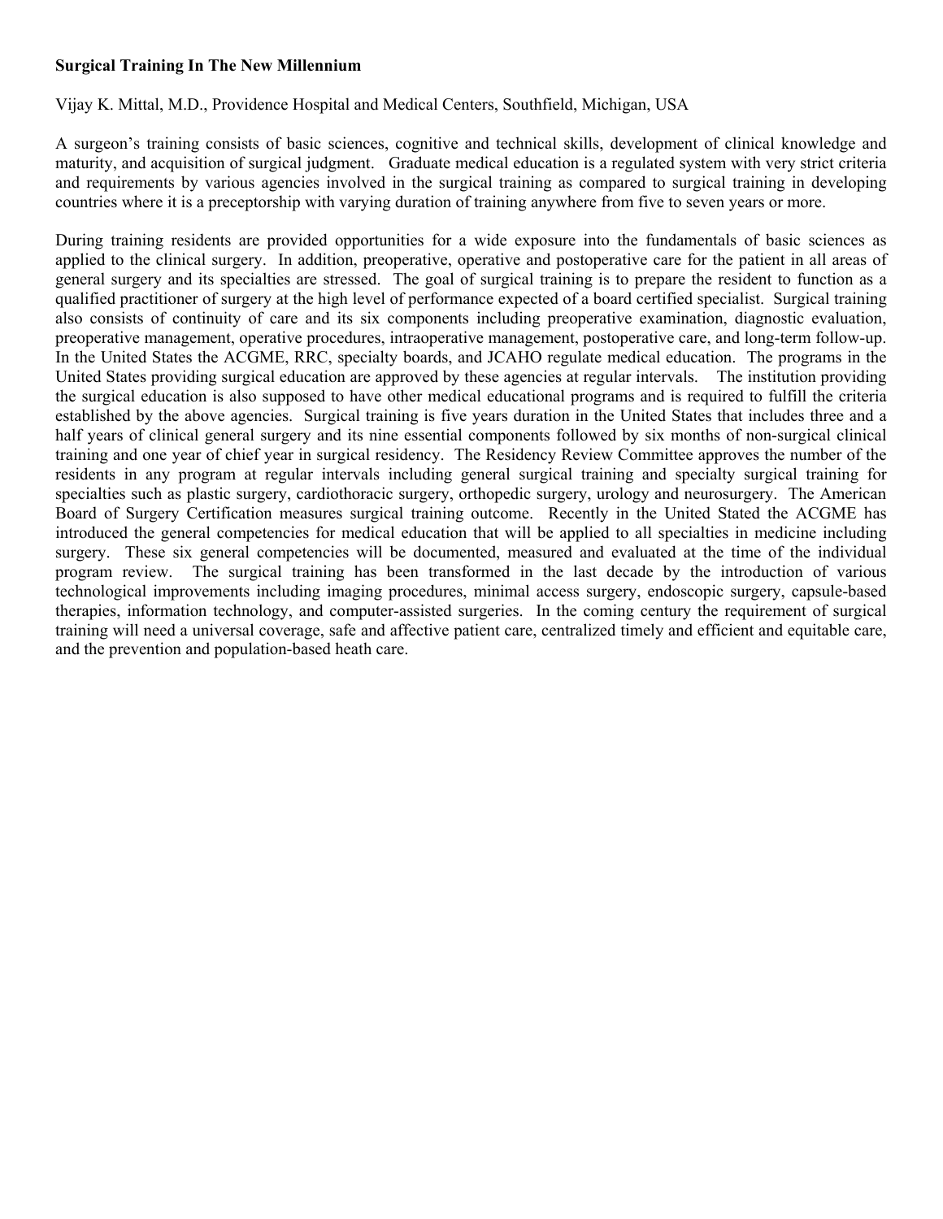**Surgical Training In The New Millennium**

Vijay K. Mittal, M.D., Providence Hospital and Medical Centers, Southfield, Michigan, USA

A surgeon's training consists of basic sciences, cognitive and technical skills, development of clinical knowledge and maturity, and acquisition of surgical judgment. Graduate medical education is a regulated system with very strict criteria and requirements by various agencies involved in the surgical training as compared to surgical training in developing countries where it is a preceptorship with varying duration of training anywhere from five to seven years or more.

During training residents are provided opportunities for a wide exposure into the fundamentals of basic sciences as applied to the clinical surgery. In addition, preoperative, operative and postoperative care for the patient in all areas of general surgery and its specialties are stressed. The goal of surgical training is to prepare the resident to function as a qualified practitioner of surgery at the high level of performance expected of a board certified specialist. Surgical training also consists of continuity of care and its six components including preoperative examination, diagnostic evaluation, preoperative management, operative procedures, intraoperative management, postoperative care, and long-term follow-up. In the United States the ACGME, RRC, specialty boards, and JCAHO regulate medical education. The programs in the United States providing surgical education are approved by these agencies at regular intervals. The institution providing the surgical education is also supposed to have other medical educational programs and is required to fulfill the criteria established by the above agencies. Surgical training is five years duration in the United States that includes three and a half years of clinical general surgery and its nine essential components followed by six months of non-surgical clinical training and one year of chief year in surgical residency. The Residency Review Committee approves the number of the residents in any program at regular intervals including general surgical training and specialty surgical training for specialties such as plastic surgery, cardiothoracic surgery, orthopedic surgery, urology and neurosurgery. The American Board of Surgery Certification measures surgical training outcome. Recently in the United Stated the ACGME has introduced the general competencies for medical education that will be applied to all specialties in medicine including surgery. These six general competencies will be documented, measured and evaluated at the time of the individual program review. The surgical training has been transformed in the last decade by the introduction of various technological improvements including imaging procedures, minimal access surgery, endoscopic surgery, capsule-based therapies, information technology, and computer-assisted surgeries. In the coming century the requirement of surgical training will need a universal coverage, safe and affective patient care, centralized timely and efficient and equitable care, and the prevention and population-based heath care.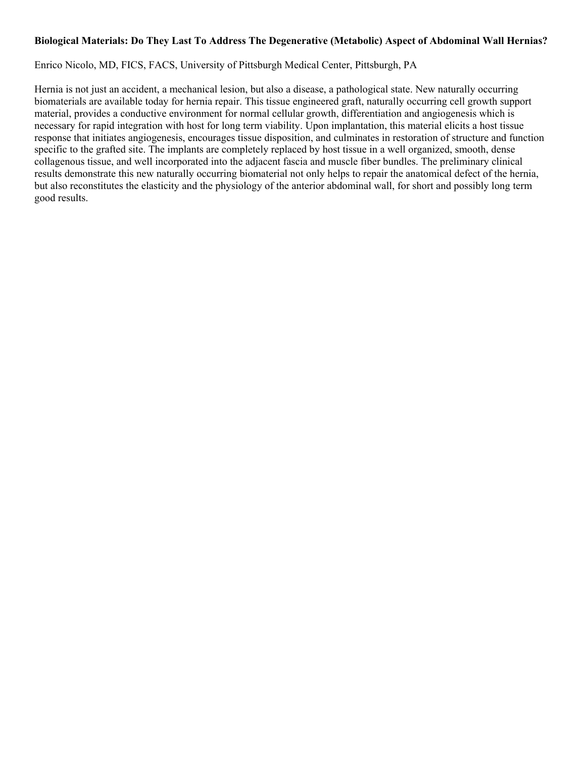**Biological Materials: Do They Last To Address The Degenerative (Metabolic) Aspect of Abdominal Wall Hernias?**

Enrico Nicolo, MD, FICS, FACS, University of Pittsburgh Medical Center, Pittsburgh, PA

Hernia is not just an accident, a mechanical lesion, but also a disease, a pathological state. New naturally occurring biomaterials are available today for hernia repair. This tissue engineered graft, naturally occurring cell growth support material, provides a conductive environment for normal cellular growth, differentiation and angiogenesis which is necessary for rapid integration with host for long term viability. Upon implantation, this material elicits a host tissue response that initiates angiogenesis, encourages tissue disposition, and culminates in restoration of structure and function specific to the grafted site. The implants are completely replaced by host tissue in a well organized, smooth, dense collagenous tissue, and well incorporated into the adjacent fascia and muscle fiber bundles. The preliminary clinical results demonstrate this new naturally occurring biomaterial not only helps to repair the anatomical defect of the hernia, but also reconstitutes the elasticity and the physiology of the anterior abdominal wall, for short and possibly long term good results.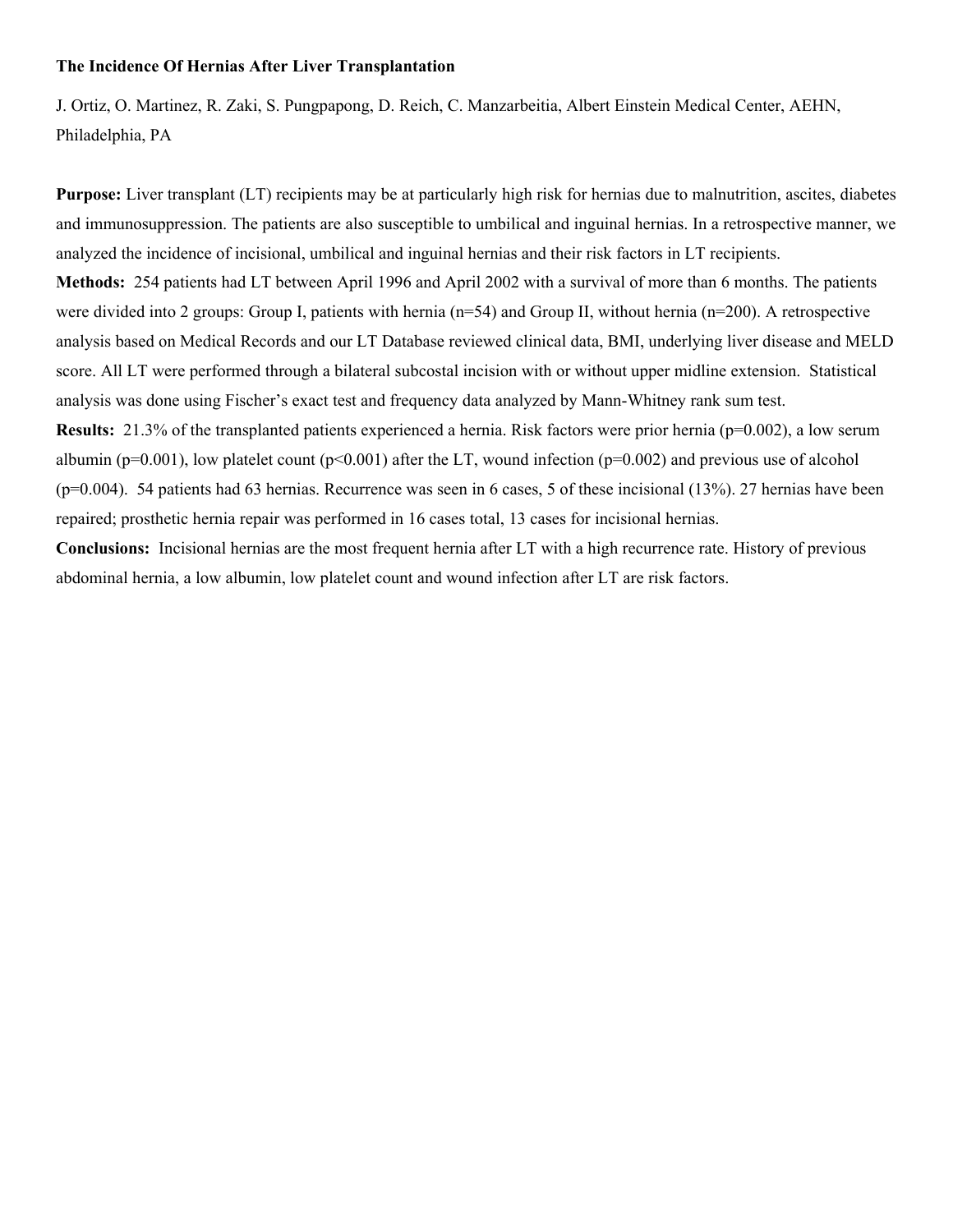**The Incidence Of Hernias After Liver Transplantation**

J. Ortiz, O. Martinez, R. Zaki, S. Pungpapong, D. Reich, C. Manzarbeitia, Albert Einstein Medical Center, AEHN, Philadelphia, PA

**Purpose:** Liver transplant (LT) recipients may be at particularly high risk for hernias due to malnutrition, ascites, diabetes and immunosuppression. The patients are also susceptible to umbilical and inguinal hernias. In a retrospective manner, we analyzed the incidence of incisional, umbilical and inguinal hernias and their risk factors in LT recipients.

**Methods:** 254 patients had LT between April 1996 and April 2002 with a survival of more than 6 months. The patients were divided into 2 groups: Group I, patients with hernia (n=54) and Group II, without hernia (n=200). A retrospective analysis based on Medical Records and our LT Database reviewed clinical data, BMI, underlying liver disease and MELD score. All LT were performed through a bilateral subcostal incision with or without upper midline extension. Statistical analysis was done using Fischer's exact test and frequency data analyzed by Mann-Whitney rank sum test.

**Results:** 21.3% of the transplanted patients experienced a hernia. Risk factors were prior hernia ($p=0.002$), a low serum albumin ($p=0.001$), low platelet count ($p<0.001$) after the LT, wound infection ($p=0.002$) and previous use of alcohol ($p=0.004$). 54 patients had 63 hernias. Recurrence was seen in 6 cases, 5 of these incisional (13%). 27 hernias have been repaired; prosthetic hernia repair was performed in 16 cases total, 13 cases for incisional hernias.

**Conclusions:** Incisional hernias are the most frequent hernia after LT with a high recurrence rate. History of previous abdominal hernia, a low albumin, low platelet count and wound infection after LT are risk factors.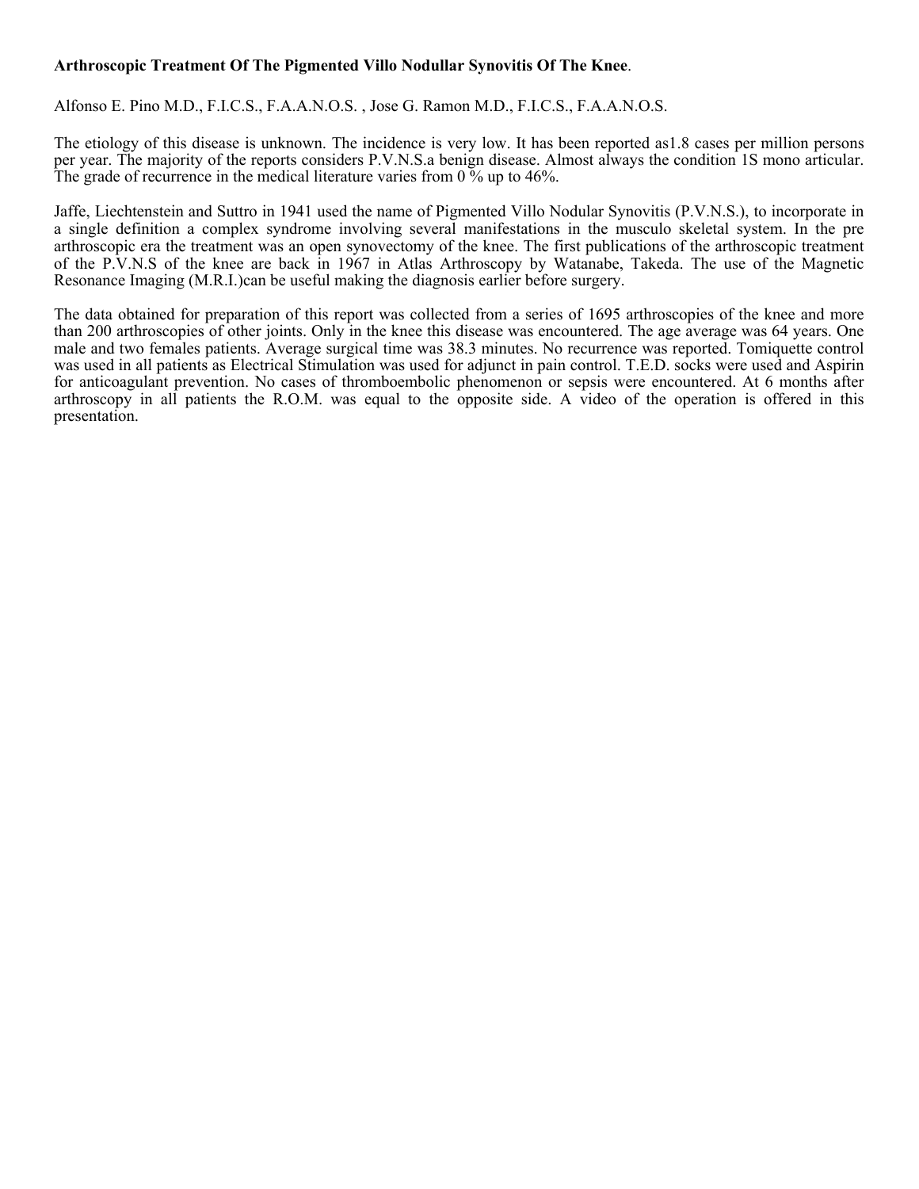**Arthroscopic Treatment Of The Pigmented Villo Nodullar Synovitis Of The Knee**.

Alfonso E. Pino M.D., F.I.C.S., F.A.A.N.O.S. , Jose G. Ramon M.D., F.I.C.S., F.A.A.N.O.S.

The etiology of this disease is unknown. The incidence is very low. It has been reported as1.8 cases per million persons per year. The majority of the reports considers P.V.N.S.a benign disease. Almost always the condition 1S mono articular. The grade of recurrence in the medical literature varies from 0 % up to 46%.

Jaffe, Liechtenstein and Suttro in 1941 used the name of Pigmented Villo Nodular Synovitis (P.V.N.S.), to incorporate in a single definition a complex syndrome involving several manifestations in the musculo skeletal system. In the pre arthroscopic era the treatment was an open synovectomy of the knee. The first publications of the arthroscopic treatment of the P.V.N.S of the knee are back in 1967 in Atlas Arthroscopy by Watanabe, Takeda. The use of the Magnetic Resonance Imaging (M.R.I.)can be useful making the diagnosis earlier before surgery.

The data obtained for preparation of this report was collected from a series of 1695 arthroscopies of the knee and more than 200 arthroscopies of other joints. Only in the knee this disease was encountered. The age average was 64 years. One male and two females patients. Average surgical time was 38.3 minutes. No recurrence was reported. Tomiquette control was used in all patients as Electrical Stimulation was used for adjunct in pain control. T.E.D. socks were used and Aspirin for anticoagulant prevention. No cases of thromboembolic phenomenon or sepsis were encountered. At 6 months after arthroscopy in all patients the R.O.M. was equal to the opposite side. A video of the operation is offered in this presentation.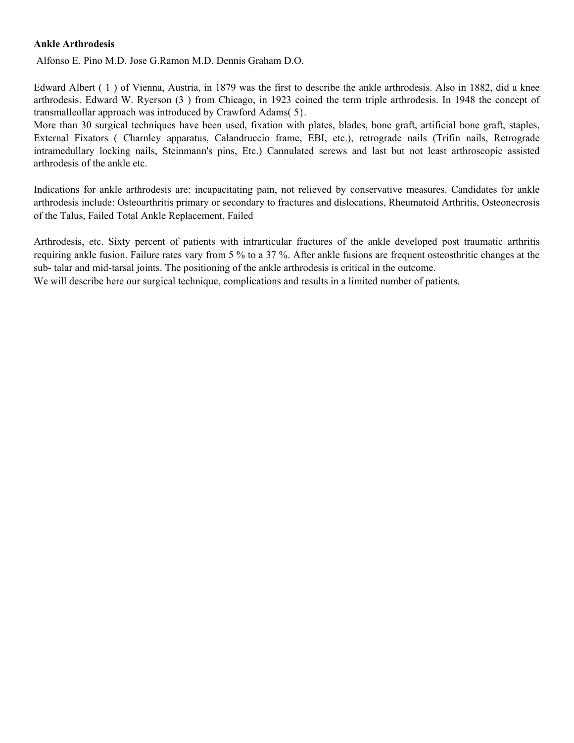**Ankle Arthrodesis**

Alfonso E. Pino M.D. Jose G.Ramon M.D. Dennis Graham D.O.

Edward Albert ( 1 ) of Vienna, Austria, in 1879 was the first to describe the ankle arthrodesis. Also in 1882, did a knee arthrodesis. Edward W. Ryerson (3 ) from Chicago, in 1923 coined the term triple arthrodesis. In 1948 the concept of transmalleollar approach was introduced by Crawford Adams( 5}.
More than 30 surgical techniques have been used, fixation with plates, blades, bone graft, artificial bone graft, staples, External Fixators ( Charnley apparatus, Calandruccio frame, EBI, etc.), retrograde nails (Trifin nails, Retrograde intramedullary locking nails, Steinmann's pins, Etc.) Cannulated screws and last but not least arthroscopic assisted arthrodesis of the ankle etc.

Indications for ankle arthrodesis are: incapacitating pain, not relieved by conservative measures. Candidates for ankle arthrodesis include: Osteoarthritis primary or secondary to fractures and dislocations, Rheumatoid Arthritis, Osteonecrosis of the Talus, Failed Total Ankle Replacement, Failed

Arthrodesis, etc. Sixty percent of patients with intrarticular fractures of the ankle developed post traumatic arthritis requiring ankle fusion. Failure rates vary from 5 % to a 37 %. After ankle fusions are frequent osteosthritic changes at the sub- talar and mid-tarsal joints. The positioning of the ankle arthrodesis is critical in the outcome.
We will describe here our surgical technique, complications and results in a limited number of patients.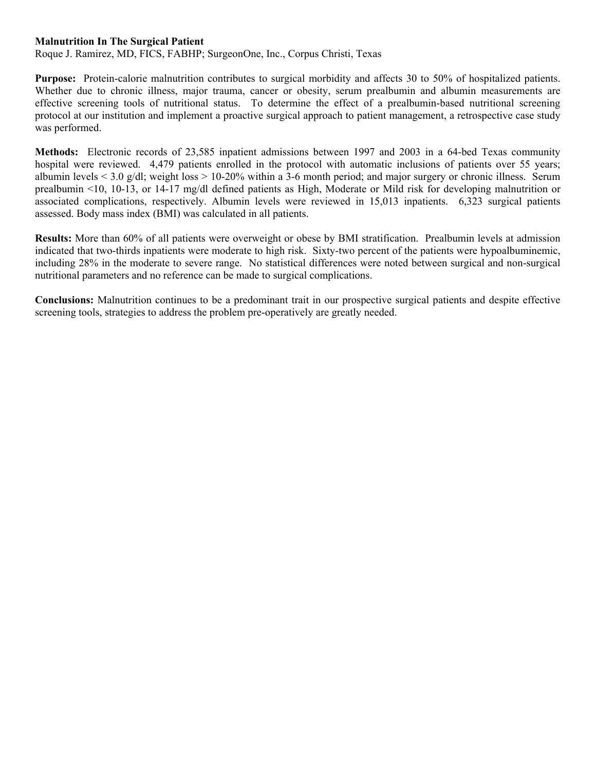**Malnutrition In The Surgical Patient**

Roque J. Ramirez, MD, FICS, FABHP; SurgeonOne, Inc., Corpus Christi, Texas

**Purpose:** Protein-calorie malnutrition contributes to surgical morbidity and affects 30 to 50% of hospitalized patients. Whether due to chronic illness, major trauma, cancer or obesity, serum prealbumin and albumin measurements are effective screening tools of nutritional status. To determine the effect of a prealbumin-based nutritional screening protocol at our institution and implement a proactive surgical approach to patient management, a retrospective case study was performed.

**Methods:** Electronic records of 23,585 inpatient admissions between 1997 and 2003 in a 64-bed Texas community hospital were reviewed. 4,479 patients enrolled in the protocol with automatic inclusions of patients over 55 years; albumin levels < 3.0 g/dl; weight loss > 10-20% within a 3-6 month period; and major surgery or chronic illness. Serum prealbumin <10, 10-13, or 14-17 mg/dl defined patients as High, Moderate or Mild risk for developing malnutrition or associated complications, respectively. Albumin levels were reviewed in 15,013 inpatients. 6,323 surgical patients assessed. Body mass index (BMI) was calculated in all patients.

**Results:** More than 60% of all patients were overweight or obese by BMI stratification. Prealbumin levels at admission indicated that two-thirds inpatients were moderate to high risk. Sixty-two percent of the patients were hypoalbuminemic, including 28% in the moderate to severe range. No statistical differences were noted between surgical and non-surgical nutritional parameters and no reference can be made to surgical complications.

**Conclusions:** Malnutrition continues to be a predominant trait in our prospective surgical patients and despite effective screening tools, strategies to address the problem pre-operatively are greatly needed.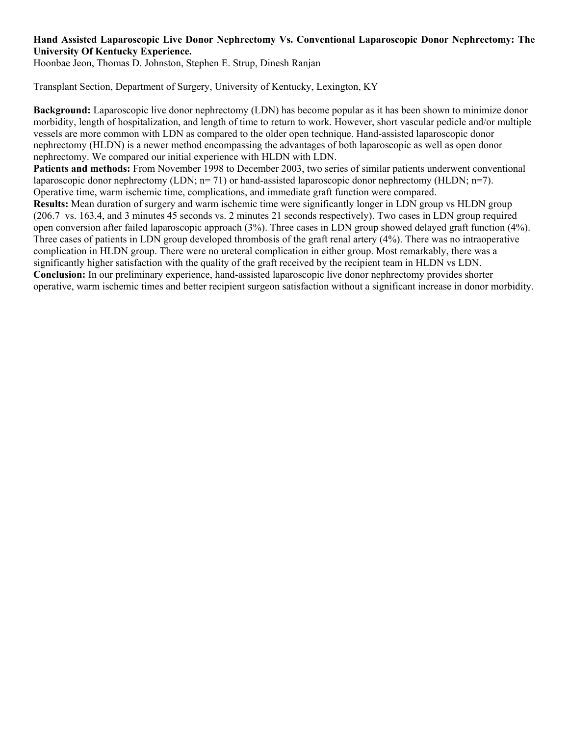**Hand Assisted Laparoscopic Live Donor Nephrectomy Vs. Conventional Laparoscopic Donor Nephrectomy: The University Of Kentucky Experience.**

Hoonbae Jeon, Thomas D. Johnston, Stephen E. Strup, Dinesh Ranjan

Transplant Section, Department of Surgery, University of Kentucky, Lexington, KY

**Background:** Laparoscopic live donor nephrectomy (LDN) has become popular as it has been shown to minimize donor morbidity, length of hospitalization, and length of time to return to work. However, short vascular pedicle and/or multiple vessels are more common with LDN as compared to the older open technique. Hand-assisted laparoscopic donor nephrectomy (HLDN) is a newer method encompassing the advantages of both laparoscopic as well as open donor nephrectomy. We compared our initial experience with HLDN with LDN.

**Patients and methods:** From November 1998 to December 2003, two series of similar patients underwent conventional laparoscopic donor nephrectomy (LDN; n= 71) or hand-assisted laparoscopic donor nephrectomy (HLDN; n=7). Operative time, warm ischemic time, complications, and immediate graft function were compared.

**Results:** Mean duration of surgery and warm ischemic time were significantly longer in LDN group vs HLDN group (206.7 vs. 163.4, and 3 minutes 45 seconds vs. 2 minutes 21 seconds respectively). Two cases in LDN group required open conversion after failed laparoscopic approach (3%). Three cases in LDN group showed delayed graft function (4%). Three cases of patients in LDN group developed thrombosis of the graft renal artery (4%). There was no intraoperative complication in HLDN group. There were no ureteral complication in either group. Most remarkably, there was a significantly higher satisfaction with the quality of the graft received by the recipient team in HLDN vs LDN.

**Conclusion:** In our preliminary experience, hand-assisted laparoscopic live donor nephrectomy provides shorter operative, warm ischemic times and better recipient surgeon satisfaction without a significant increase in donor morbidity.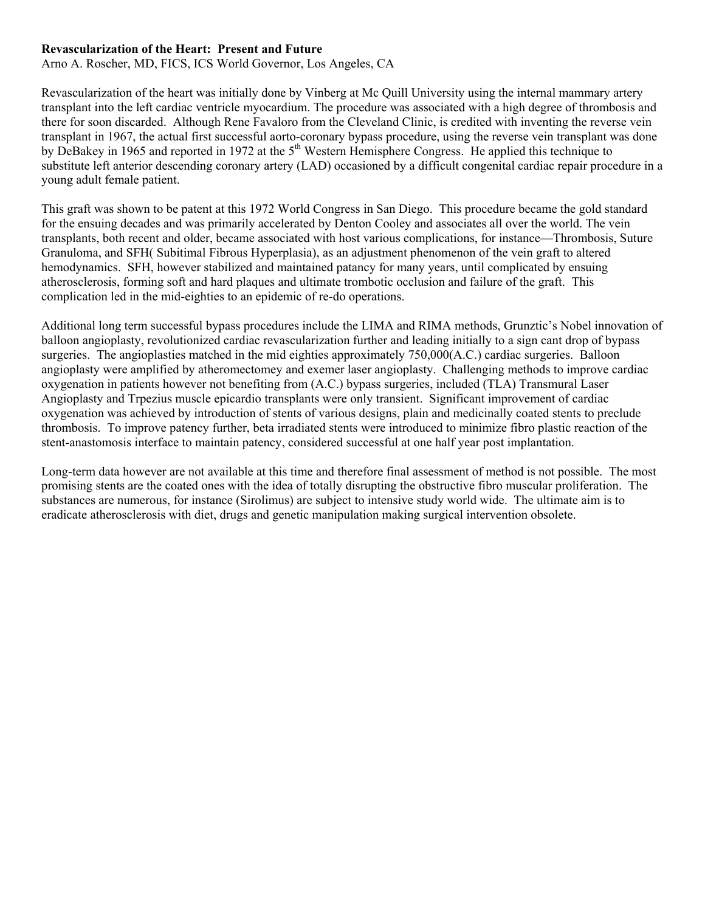**Revascularization of the Heart: Present and Future**

Arno A. Roscher, MD, FICS, ICS World Governor, Los Angeles, CA

Revascularization of the heart was initially done by Vinberg at Mc Quill University using the internal mammary artery transplant into the left cardiac ventricle myocardium. The procedure was associated with a high degree of thrombosis and there for soon discarded. Although Rene Favaloro from the Cleveland Clinic, is credited with inventing the reverse vein transplant in 1967, the actual first successful aorto-coronary bypass procedure, using the reverse vein transplant was done by DeBakey in 1965 and reported in 1972 at the 5th Western Hemisphere Congress. He applied this technique to substitute left anterior descending coronary artery (LAD) occasioned by a difficult congenital cardiac repair procedure in a young adult female patient.

This graft was shown to be patent at this 1972 World Congress in San Diego. This procedure became the gold standard for the ensuing decades and was primarily accelerated by Denton Cooley and associates all over the world. The vein transplants, both recent and older, became associated with host various complications, for instance—Thrombosis, Suture Granuloma, and SFH( Subitimal Fibrous Hyperplasia), as an adjustment phenomenon of the vein graft to altered hemodynamics. SFH, however stabilized and maintained patancy for many years, until complicated by ensuing atherosclerosis, forming soft and hard plaques and ultimate trombotic occlusion and failure of the graft. This complication led in the mid-eighties to an epidemic of re-do operations.

Additional long term successful bypass procedures include the LIMA and RIMA methods, Grunztic's Nobel innovation of balloon angioplasty, revolutionized cardiac revascularization further and leading initially to a sign cant drop of bypass surgeries. The angioplasties matched in the mid eighties approximately 750,000(A.C.) cardiac surgeries. Balloon angioplasty were amplified by atheromectomey and exemer laser angioplasty. Challenging methods to improve cardiac oxygenation in patients however not benefiting from (A.C.) bypass surgeries, included (TLA) Transmural Laser Angioplasty and Trpezius muscle epicardio transplants were only transient. Significant improvement of cardiac oxygenation was achieved by introduction of stents of various designs, plain and medicinally coated stents to preclude thrombosis. To improve patency further, beta irradiated stents were introduced to minimize fibro plastic reaction of the stent-anastomosis interface to maintain patency, considered successful at one half year post implantation.

Long-term data however are not available at this time and therefore final assessment of method is not possible. The most promising stents are the coated ones with the idea of totally disrupting the obstructive fibro muscular proliferation. The substances are numerous, for instance (Sirolimus) are subject to intensive study world wide. The ultimate aim is to eradicate atherosclerosis with diet, drugs and genetic manipulation making surgical intervention obsolete.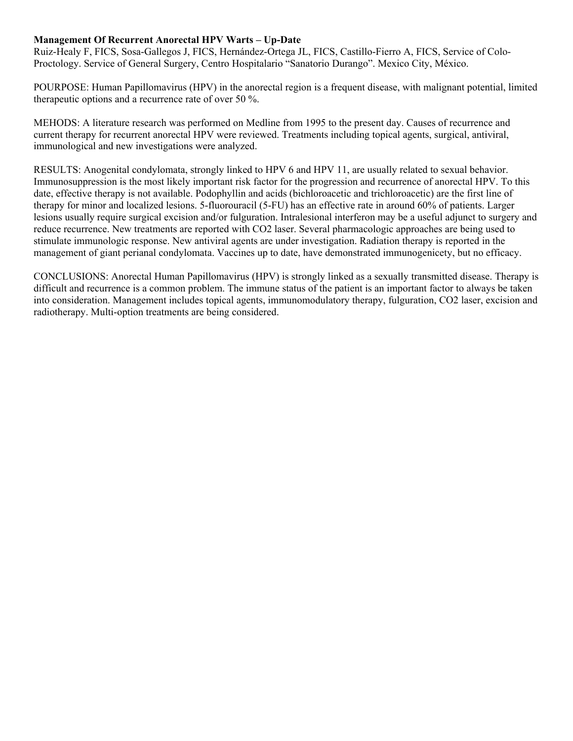**Management Of Recurrent Anorectal HPV Warts – Up-Date**

Ruiz-Healy F, FICS, Sosa-Gallegos J, FICS, Hernández-Ortega JL, FICS, Castillo-Fierro A, FICS, Service of Colo-Proctology. Service of General Surgery, Centro Hospitalario "Sanatorio Durango". Mexico City, México.

POURPOSE: Human Papillomavirus (HPV) in the anorectal region is a frequent disease, with malignant potential, limited therapeutic options and a recurrence rate of over 50 %.

MEHODS: A literature research was performed on Medline from 1995 to the present day. Causes of recurrence and current therapy for recurrent anorectal HPV were reviewed. Treatments including topical agents, surgical, antiviral, immunological and new investigations were analyzed.

RESULTS: Anogenital condylomata, strongly linked to HPV 6 and HPV 11, are usually related to sexual behavior. Immunosuppression is the most likely important risk factor for the progression and recurrence of anorectal HPV. To this date, effective therapy is not available. Podophyllin and acids (bichloroacetic and trichloroacetic) are the first line of therapy for minor and localized lesions. 5-fluorouracil (5-FU) has an effective rate in around 60% of patients. Larger lesions usually require surgical excision and/or fulguration. Intralesional interferon may be a useful adjunct to surgery and reduce recurrence. New treatments are reported with CO2 laser. Several pharmacologic approaches are being used to stimulate immunologic response. New antiviral agents are under investigation. Radiation therapy is reported in the management of giant perianal condylomata. Vaccines up to date, have demonstrated immunogenicety, but no efficacy.

CONCLUSIONS: Anorectal Human Papillomavirus (HPV) is strongly linked as a sexually transmitted disease. Therapy is difficult and recurrence is a common problem. The immune status of the patient is an important factor to always be taken into consideration. Management includes topical agents, immunomodulatory therapy, fulguration, CO2 laser, excision and radiotherapy. Multi-option treatments are being considered.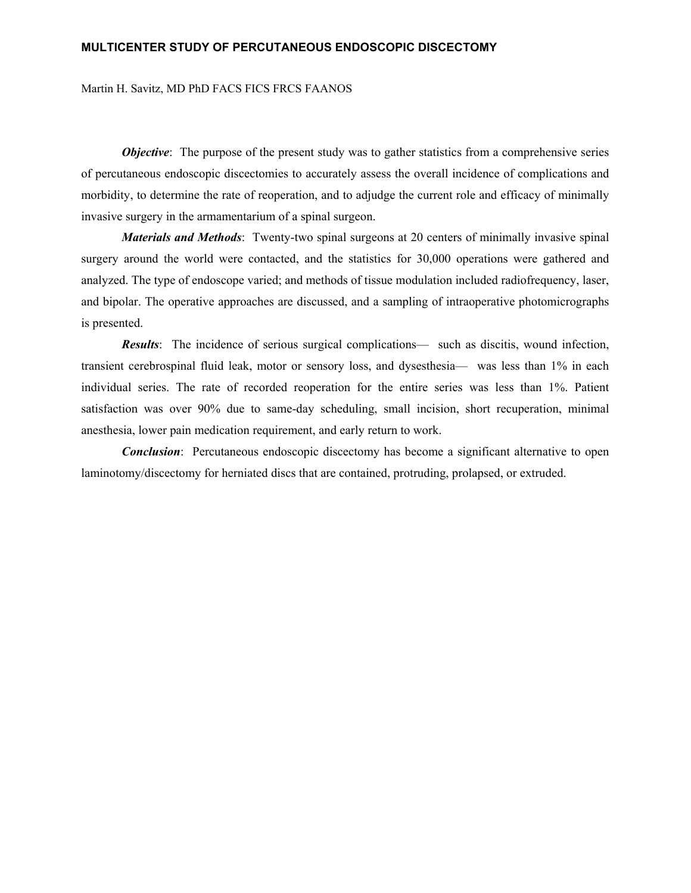# MULTICENTER STUDY OF PERCUTANEOUS ENDOSCOPIC DISCECTOMY

Martin H. Savitz, MD PhD FACS FICS FRCS FAANOS

***Objective***: The purpose of the present study was to gather statistics from a comprehensive series of percutaneous endoscopic discectomies to accurately assess the overall incidence of complications and morbidity, to determine the rate of reoperation, and to adjudge the current role and efficacy of minimally invasive surgery in the armamentarium of a spinal surgeon.

***Materials and Methods***: Twenty-two spinal surgeons at 20 centers of minimally invasive spinal surgery around the world were contacted, and the statistics for 30,000 operations were gathered and analyzed. The type of endoscope varied; and methods of tissue modulation included radiofrequency, laser, and bipolar. The operative approaches are discussed, and a sampling of intraoperative photomicrographs is presented.

***Results***: The incidence of serious surgical complications— such as discitis, wound infection, transient cerebrospinal fluid leak, motor or sensory loss, and dysesthesia— was less than 1% in each individual series. The rate of recorded reoperation for the entire series was less than 1%. Patient satisfaction was over 90% due to same-day scheduling, small incision, short recuperation, minimal anesthesia, lower pain medication requirement, and early return to work.

***Conclusion***: Percutaneous endoscopic discectomy has become a significant alternative to open laminotomy/discectomy for herniated discs that are contained, protruding, prolapsed, or extruded.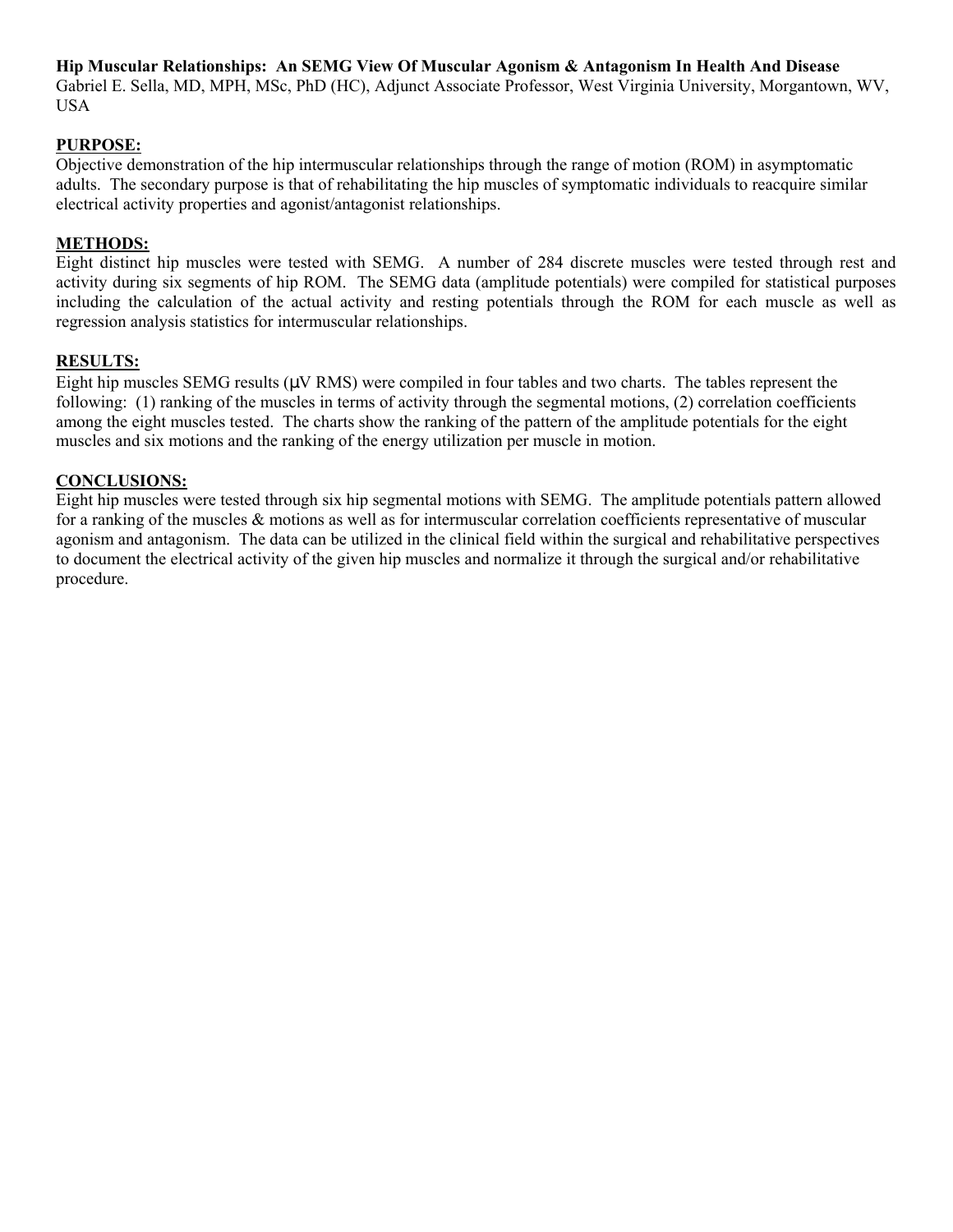**Hip Muscular Relationships: An SEMG View Of Muscular Agonism & Antagonism In Health And Disease**
Gabriel E. Sella, MD, MPH, MSc, PhD (HC), Adjunct Associate Professor, West Virginia University, Morgantown, WV, USA

## PURPOSE:

Objective demonstration of the hip intermuscular relationships through the range of motion (ROM) in asymptomatic adults. The secondary purpose is that of rehabilitating the hip muscles of symptomatic individuals to reacquire similar electrical activity properties and agonist/antagonist relationships.

## METHODS:

Eight distinct hip muscles were tested with SEMG. A number of 284 discrete muscles were tested through rest and activity during six segments of hip ROM. The SEMG data (amplitude potentials) were compiled for statistical purposes including the calculation of the actual activity and resting potentials through the ROM for each muscle as well as regression analysis statistics for intermuscular relationships.

## RESULTS:

Eight hip muscles SEMG results (μV RMS) were compiled in four tables and two charts. The tables represent the following: (1) ranking of the muscles in terms of activity through the segmental motions, (2) correlation coefficients among the eight muscles tested. The charts show the ranking of the pattern of the amplitude potentials for the eight muscles and six motions and the ranking of the energy utilization per muscle in motion.

## CONCLUSIONS:

Eight hip muscles were tested through six hip segmental motions with SEMG. The amplitude potentials pattern allowed for a ranking of the muscles & motions as well as for intermuscular correlation coefficients representative of muscular agonism and antagonism. The data can be utilized in the clinical field within the surgical and rehabilitative perspectives to document the electrical activity of the given hip muscles and normalize it through the surgical and/or rehabilitative procedure.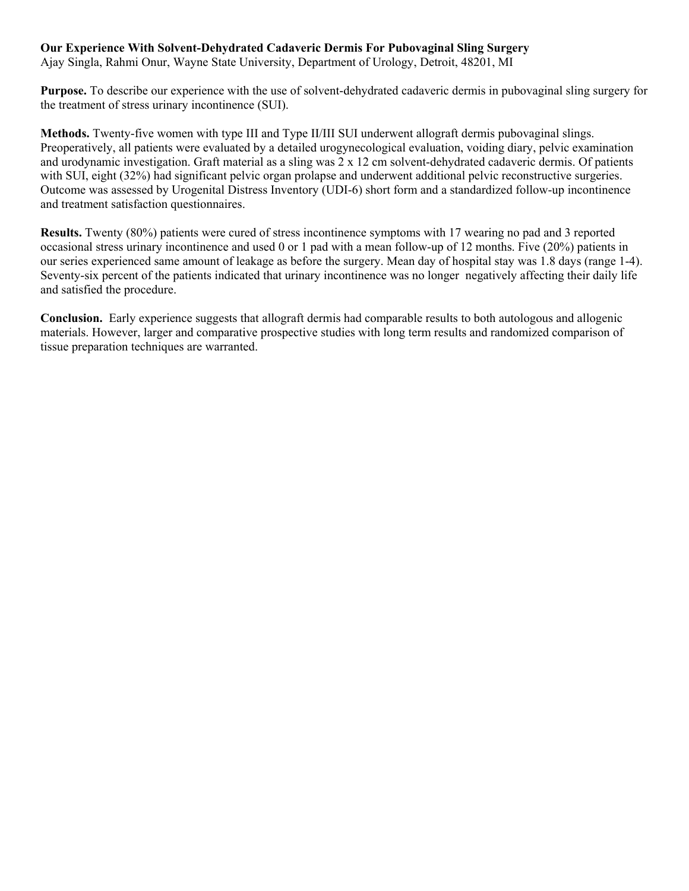**Our Experience With Solvent-Dehydrated Cadaveric Dermis For Pubovaginal Sling Surgery**
Ajay Singla, Rahmi Onur, Wayne State University, Department of Urology, Detroit, 48201, MI

**Purpose.** To describe our experience with the use of solvent-dehydrated cadaveric dermis in pubovaginal sling surgery for the treatment of stress urinary incontinence (SUI).

**Methods.** Twenty-five women with type III and Type II/III SUI underwent allograft dermis pubovaginal slings. Preoperatively, all patients were evaluated by a detailed urogynecological evaluation, voiding diary, pelvic examination and urodynamic investigation. Graft material as a sling was 2 x 12 cm solvent-dehydrated cadaveric dermis. Of patients with SUI, eight (32%) had significant pelvic organ prolapse and underwent additional pelvic reconstructive surgeries. Outcome was assessed by Urogenital Distress Inventory (UDI-6) short form and a standardized follow-up incontinence and treatment satisfaction questionnaires.

**Results.** Twenty (80%) patients were cured of stress incontinence symptoms with 17 wearing no pad and 3 reported occasional stress urinary incontinence and used 0 or 1 pad with a mean follow-up of 12 months. Five (20%) patients in our series experienced same amount of leakage as before the surgery. Mean day of hospital stay was 1.8 days (range 1-4). Seventy-six percent of the patients indicated that urinary incontinence was no longer negatively affecting their daily life and satisfied the procedure.

**Conclusion.** Early experience suggests that allograft dermis had comparable results to both autologous and allogenic materials. However, larger and comparative prospective studies with long term results and randomized comparison of tissue preparation techniques are warranted.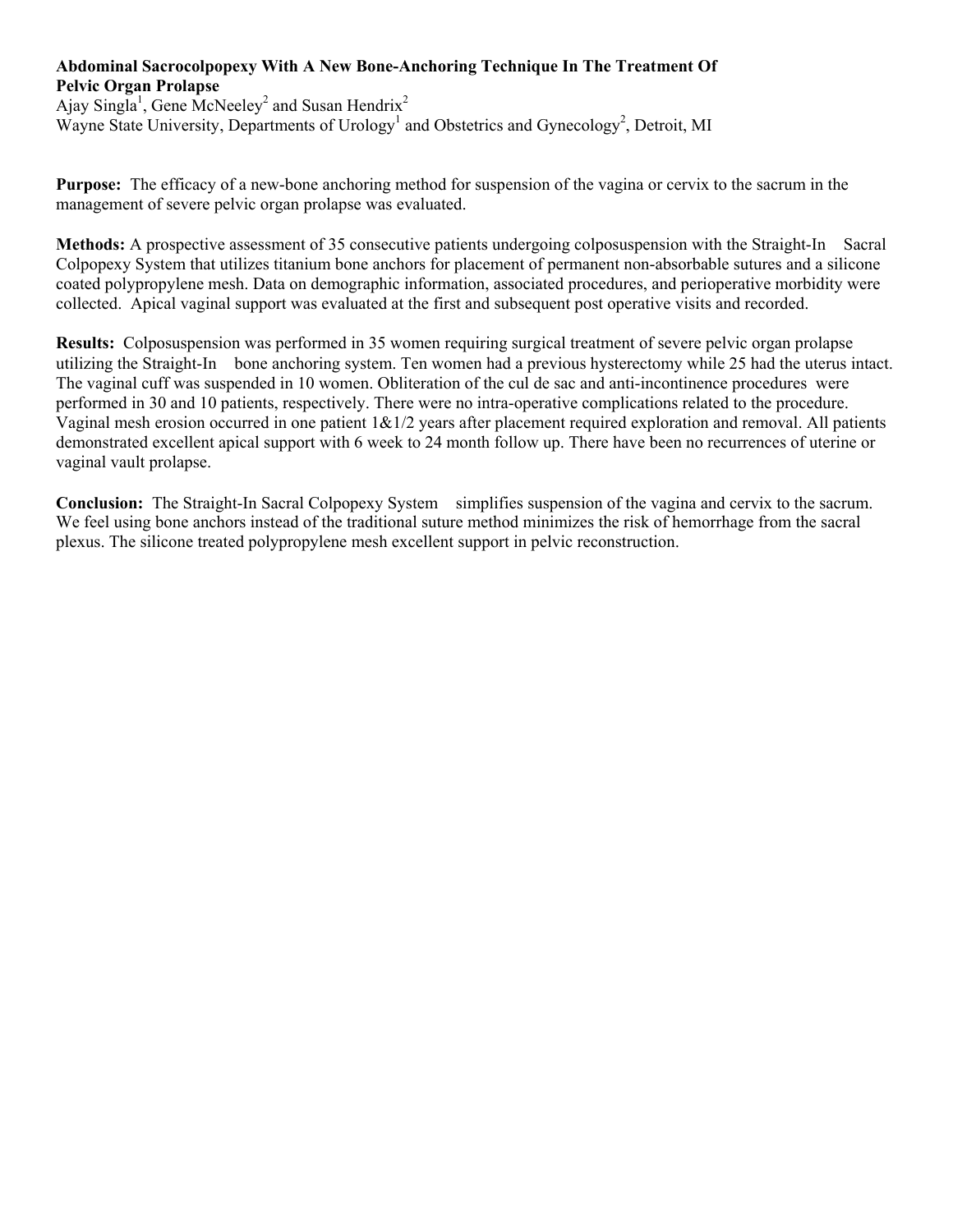**Abdominal Sacrocolpopexy With A New Bone-Anchoring Technique In The Treatment Of Pelvic Organ Prolapse**

Ajay Singla[1], Gene McNeeley[2] and Susan Hendrix[2]

Wayne State University, Departments of Urology[1] and Obstetrics and Gynecology[2], Detroit, MI

**Purpose:** The efficacy of a new-bone anchoring method for suspension of the vagina or cervix to the sacrum in the management of severe pelvic organ prolapse was evaluated.

**Methods:** A prospective assessment of 35 consecutive patients undergoing colposuspension with the Straight-In Sacral Colpopexy System that utilizes titanium bone anchors for placement of permanent non-absorbable sutures and a silicone coated polypropylene mesh. Data on demographic information, associated procedures, and perioperative morbidity were collected. Apical vaginal support was evaluated at the first and subsequent post operative visits and recorded.

**Results:** Colposuspension was performed in 35 women requiring surgical treatment of severe pelvic organ prolapse utilizing the Straight-In bone anchoring system. Ten women had a previous hysterectomy while 25 had the uterus intact. The vaginal cuff was suspended in 10 women. Obliteration of the cul de sac and anti-incontinence procedures were performed in 30 and 10 patients, respectively. There were no intra-operative complications related to the procedure. Vaginal mesh erosion occurred in one patient 1&1/2 years after placement required exploration and removal. All patients demonstrated excellent apical support with 6 week to 24 month follow up. There have been no recurrences of uterine or vaginal vault prolapse.

**Conclusion:** The Straight-In Sacral Colpopexy System simplifies suspension of the vagina and cervix to the sacrum. We feel using bone anchors instead of the traditional suture method minimizes the risk of hemorrhage from the sacral plexus. The silicone treated polypropylene mesh excellent support in pelvic reconstruction.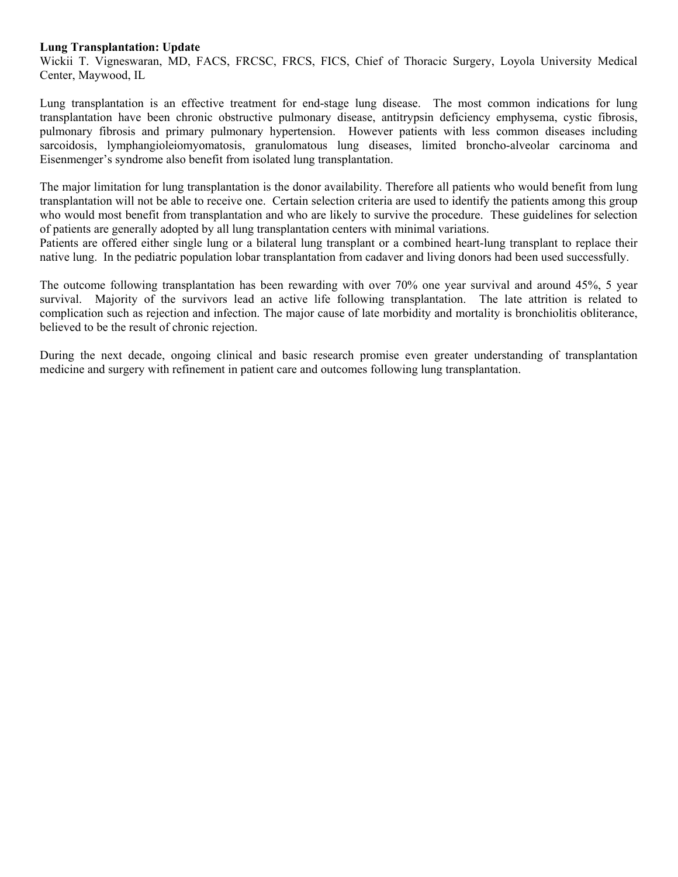**Lung Transplantation: Update**

Wickii T. Vigneswaran, MD, FACS, FRCSC, FRCS, FICS, Chief of Thoracic Surgery, Loyola University Medical Center, Maywood, IL

Lung transplantation is an effective treatment for end-stage lung disease. The most common indications for lung transplantation have been chronic obstructive pulmonary disease, antitrypsin deficiency emphysema, cystic fibrosis, pulmonary fibrosis and primary pulmonary hypertension. However patients with less common diseases including sarcoidosis, lymphangioleiomyomatosis, granulomatous lung diseases, limited broncho-alveolar carcinoma and Eisenmenger's syndrome also benefit from isolated lung transplantation.

The major limitation for lung transplantation is the donor availability. Therefore all patients who would benefit from lung transplantation will not be able to receive one. Certain selection criteria are used to identify the patients among this group who would most benefit from transplantation and who are likely to survive the procedure. These guidelines for selection of patients are generally adopted by all lung transplantation centers with minimal variations.

Patients are offered either single lung or a bilateral lung transplant or a combined heart-lung transplant to replace their native lung. In the pediatric population lobar transplantation from cadaver and living donors had been used successfully.

The outcome following transplantation has been rewarding with over 70% one year survival and around 45%, 5 year survival. Majority of the survivors lead an active life following transplantation. The late attrition is related to complication such as rejection and infection. The major cause of late morbidity and mortality is bronchiolitis obliterance, believed to be the result of chronic rejection.

During the next decade, ongoing clinical and basic research promise even greater understanding of transplantation medicine and surgery with refinement in patient care and outcomes following lung transplantation.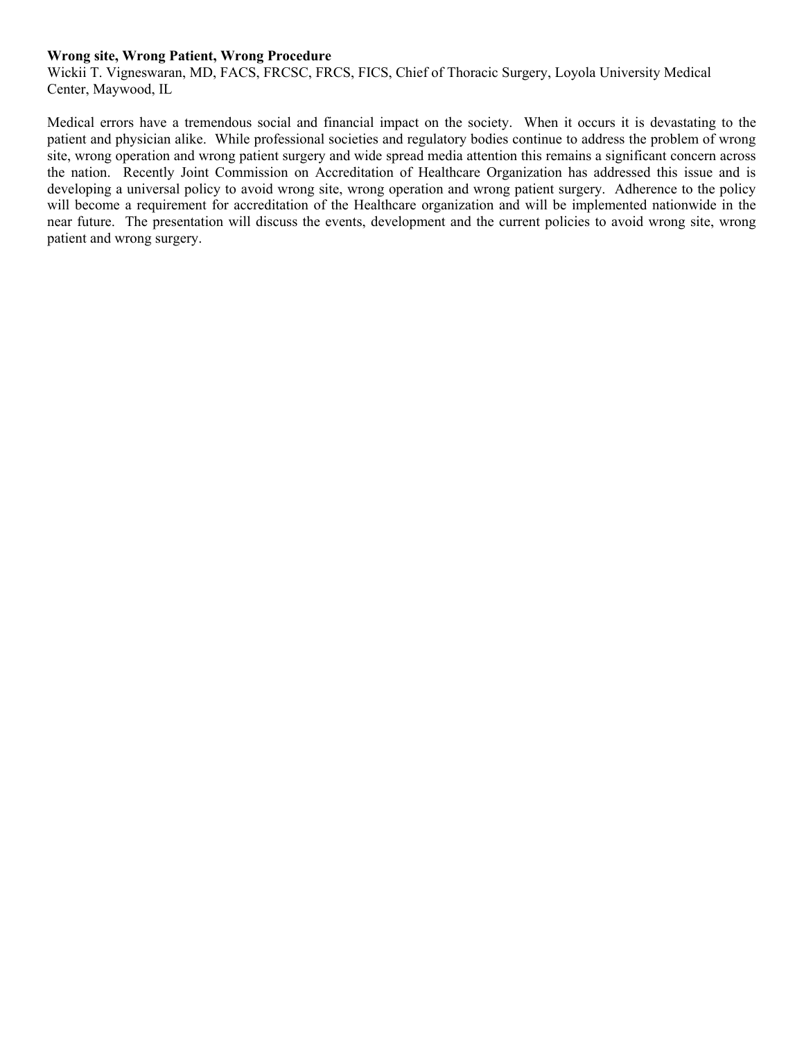**Wrong site, Wrong Patient, Wrong Procedure**
Wickii T. Vigneswaran, MD, FACS, FRCSC, FRCS, FICS, Chief of Thoracic Surgery, Loyola University Medical Center, Maywood, IL

Medical errors have a tremendous social and financial impact on the society. When it occurs it is devastating to the patient and physician alike. While professional societies and regulatory bodies continue to address the problem of wrong site, wrong operation and wrong patient surgery and wide spread media attention this remains a significant concern across the nation. Recently Joint Commission on Accreditation of Healthcare Organization has addressed this issue and is developing a universal policy to avoid wrong site, wrong operation and wrong patient surgery. Adherence to the policy will become a requirement for accreditation of the Healthcare organization and will be implemented nationwide in the near future. The presentation will discuss the events, development and the current policies to avoid wrong site, wrong patient and wrong surgery.